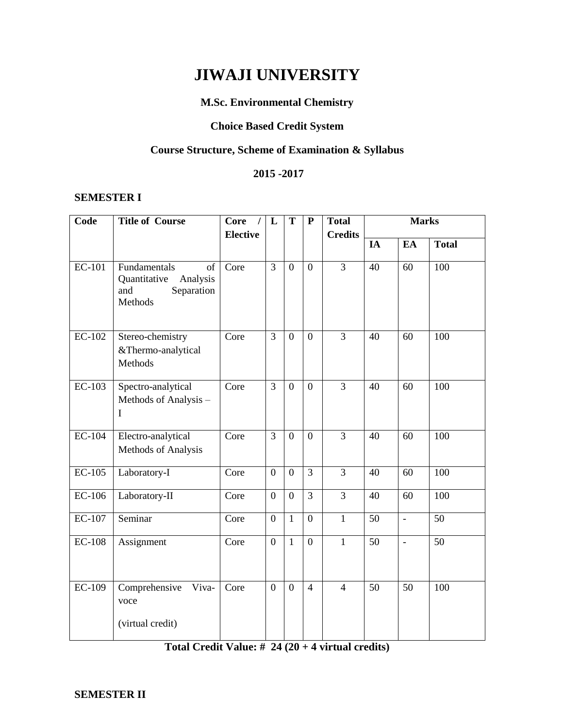# JIWAJI UNIVERSITY

**M.Sc. Environmental Chemistry**

**Choice Based Credit System**

**Course Structure, Scheme of Examination & Syllabus**

**2015 -2017**

**SEMESTER I**

| Code | Title of Course | Core / Elective | L | T | P | Total Credits | Marks | | |
|---|---|---|---|---|---|---|---|---|---|
| | | | | | | | IA | EA | Total |
| EC-101 | Fundamentals of Quantitative Analysis and Separation Methods | Core | 3 | 0 | 0 | 3 | 40 | 60 | 100 |
| EC-102 | Stereo-chemistry &Thermo-analytical Methods | Core | 3 | 0 | 0 | 3 | 40 | 60 | 100 |
| EC-103 | Spectro-analytical Methods of Analysis – I | Core | 3 | 0 | 0 | 3 | 40 | 60 | 100 |
| EC-104 | Electro-analytical Methods of Analysis | Core | 3 | 0 | 0 | 3 | 40 | 60 | 100 |
| EC-105 | Laboratory-I | Core | 0 | 0 | 3 | 3 | 40 | 60 | 100 |
| EC-106 | Laboratory-II | Core | 0 | 0 | 3 | 3 | 40 | 60 | 100 |
| EC-107 | Seminar | Core | 0 | 1 | 0 | 1 | 50 | - | 50 |
| EC-108 | Assignment | Core | 0 | 1 | 0 | 1 | 50 | - | 50 |
| EC-109 | Comprehensive Viva-voce (virtual credit) | Core | 0 | 0 | 4 | 4 | 50 | 50 | 100 |

**Total Credit Value: # 24 (20 + 4 virtual credits)**

**SEMESTER II**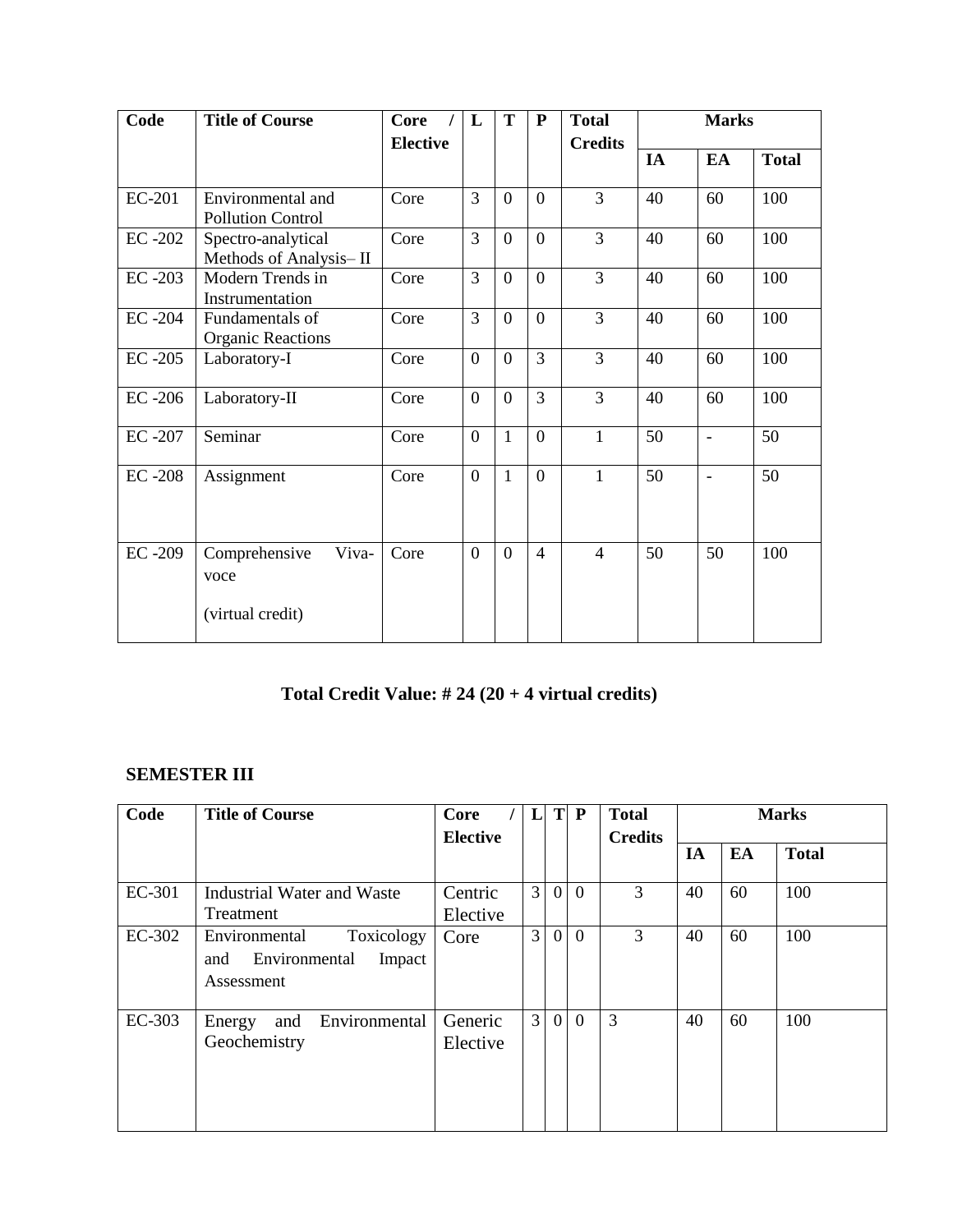| Code | Title of Course | Core / Elective | L | T | P | Total Credits | Marks | | |
|---|---|---|---|---|---|---|---|---|---|
| | | | | | | | IA | EA | Total |
| EC-201 | Environmental and Pollution Control | Core | 3 | 0 | 0 | 3 | 40 | 60 | 100 |
| EC -202 | Spectro-analytical Methods of Analysis– II | Core | 3 | 0 | 0 | 3 | 40 | 60 | 100 |
| EC -203 | Modern Trends in Instrumentation | Core | 3 | 0 | 0 | 3 | 40 | 60 | 100 |
| EC -204 | Fundamentals of Organic Reactions | Core | 3 | 0 | 0 | 3 | 40 | 60 | 100 |
| EC -205 | Laboratory-I | Core | 0 | 0 | 3 | 3 | 40 | 60 | 100 |
| EC -206 | Laboratory-II | Core | 0 | 0 | 3 | 3 | 40 | 60 | 100 |
| EC -207 | Seminar | Core | 0 | 1 | 0 | 1 | 50 | - | 50 |
| EC -208 | Assignment | Core | 0 | 1 | 0 | 1 | 50 | - | 50 |
| EC -209 | Comprehensive Viva-voce (virtual credit) | Core | 0 | 0 | 4 | 4 | 50 | 50 | 100 |

**Total Credit Value: # 24 (20 + 4 virtual credits)**

## SEMESTER III

| Code | Title of Course | Core / Elective | L | T | P | Total Credits | Marks | | |
|---|---|---|---|---|---|---|---|---|---|
| | | | | | | | IA | EA | Total |
| EC-301 | Industrial Water and Waste Treatment | Centric Elective | 3 | 0 | 0 | 3 | 40 | 60 | 100 |
| EC-302 | Environmental Toxicology and Environmental Impact Assessment | Core | 3 | 0 | 0 | 3 | 40 | 60 | 100 |
| EC-303 | Energy and Environmental Geochemistry | Generic Elective | 3 | 0 | 0 | 3 | 40 | 60 | 100 |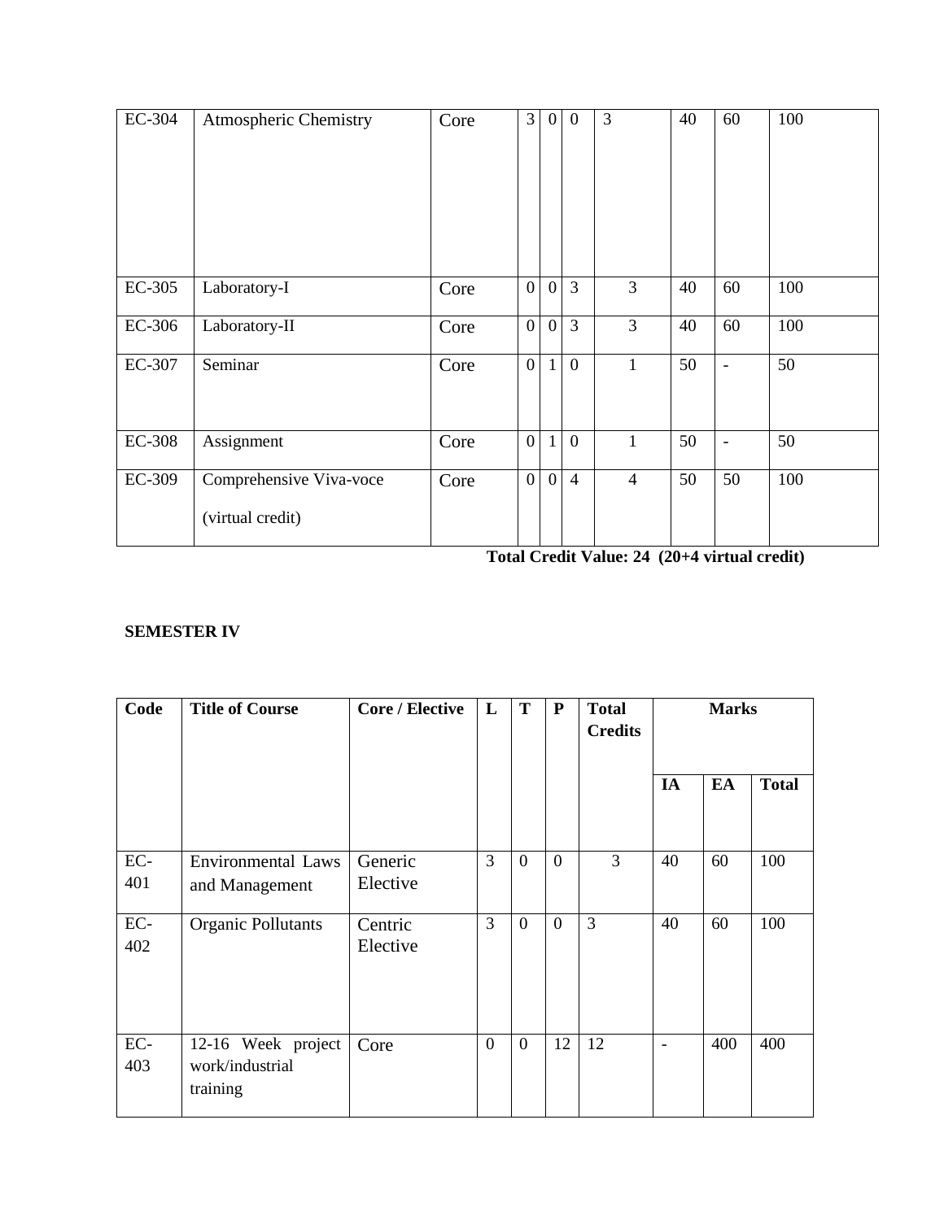| EC-304 | Atmospheric Chemistry | Core | 3 | 0 | 0 | 3 | 40 | 60 | 100 |
|---|---|---|---|---|---|---|---|---|---|
| EC-305 | Laboratory-I | Core | 0 | 0 | 3 | 3 | 40 | 60 | 100 |
| EC-306 | Laboratory-II | Core | 0 | 0 | 3 | 3 | 40 | 60 | 100 |
| EC-307 | Seminar | Core | 0 | 1 | 0 | 1 | 50 | - | 50 |
| EC-308 | Assignment | Core | 0 | 1 | 0 | 1 | 50 | - | 50 |
| EC-309 | Comprehensive Viva-voce (virtual credit) | Core | 0 | 0 | 4 | 4 | 50 | 50 | 100 |

**Total Credit Value: 24 (20+4 virtual credit)**

**SEMESTER IV**

| Code | Title of Course | Core / Elective | L | T | P | Total Credits | Marks | | |
|---|---|---|---|---|---|---|---|---|---|
| | | | | | | | IA | EA | Total |
| EC-401 | Environmental Laws and Management | Generic Elective | 3 | 0 | 0 | 3 | 40 | 60 | 100 |
| EC-402 | Organic Pollutants | Centric Elective | 3 | 0 | 0 | 3 | 40 | 60 | 100 |
| EC-403 | 12-16 Week project work/industrial training | Core | 0 | 0 | 12 | 12 | - | 400 | 400 |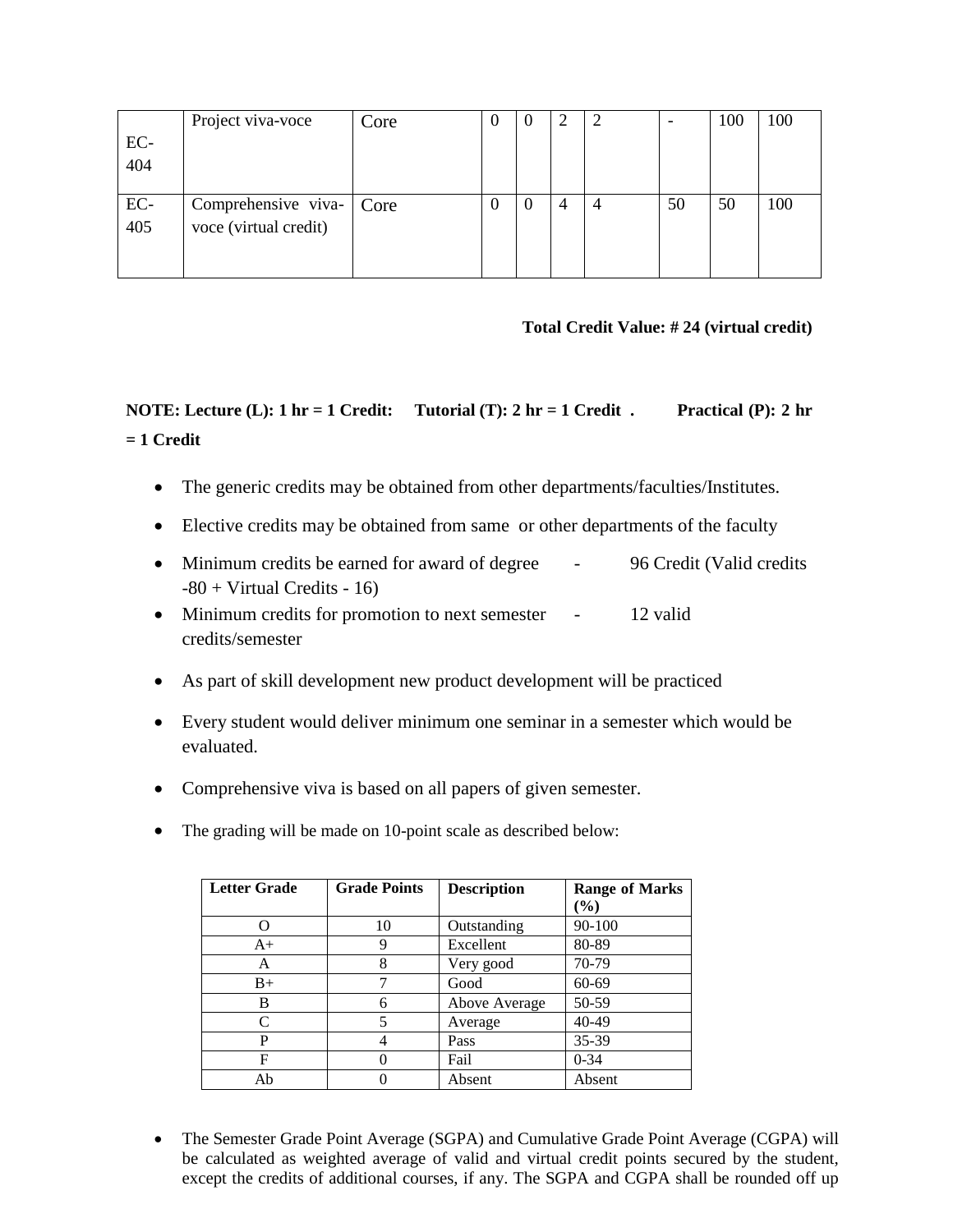| EC-404 | Project viva-voce | Core | 0 | 0 | 2 | 2 | - | 100 | 100 |
|---|---|---|---|---|---|---|---|---|---|
| EC-405 | Comprehensive viva-voce (virtual credit) | Core | 0 | 0 | 4 | 4 | 50 | 50 | 100 |

**Total Credit Value: # 24 (virtual credit)**

**NOTE: Lecture (L): 1 hr = 1 Credit: Tutorial (T): 2 hr = 1 Credit . Practical (P): 2 hr = 1 Credit**

- The generic credits may be obtained from other departments/faculties/Institutes.
- Elective credits may be obtained from same or other departments of the faculty
- Minimum credits be earned for award of degree - 96 Credit (Valid credits -80 + Virtual Credits - 16)
- Minimum credits for promotion to next semester - 12 valid credits/semester
- As part of skill development new product development will be practiced
- Every student would deliver minimum one seminar in a semester which would be evaluated.
- Comprehensive viva is based on all papers of given semester.
- The grading will be made on 10-point scale as described below:

| Letter Grade | Grade Points | Description | Range of Marks (%) |
|---|---|---|---|
| O | 10 | Outstanding | 90-100 |
| A+ | 9 | Excellent | 80-89 |
| A | 8 | Very good | 70-79 |
| B+ | 7 | Good | 60-69 |
| B | 6 | Above Average | 50-59 |
| C | 5 | Average | 40-49 |
| P | 4 | Pass | 35-39 |
| F | 0 | Fail | 0-34 |
| Ab | 0 | Absent | Absent |

- The Semester Grade Point Average (SGPA) and Cumulative Grade Point Average (CGPA) will be calculated as weighted average of valid and virtual credit points secured by the student, except the credits of additional courses, if any. The SGPA and CGPA shall be rounded off up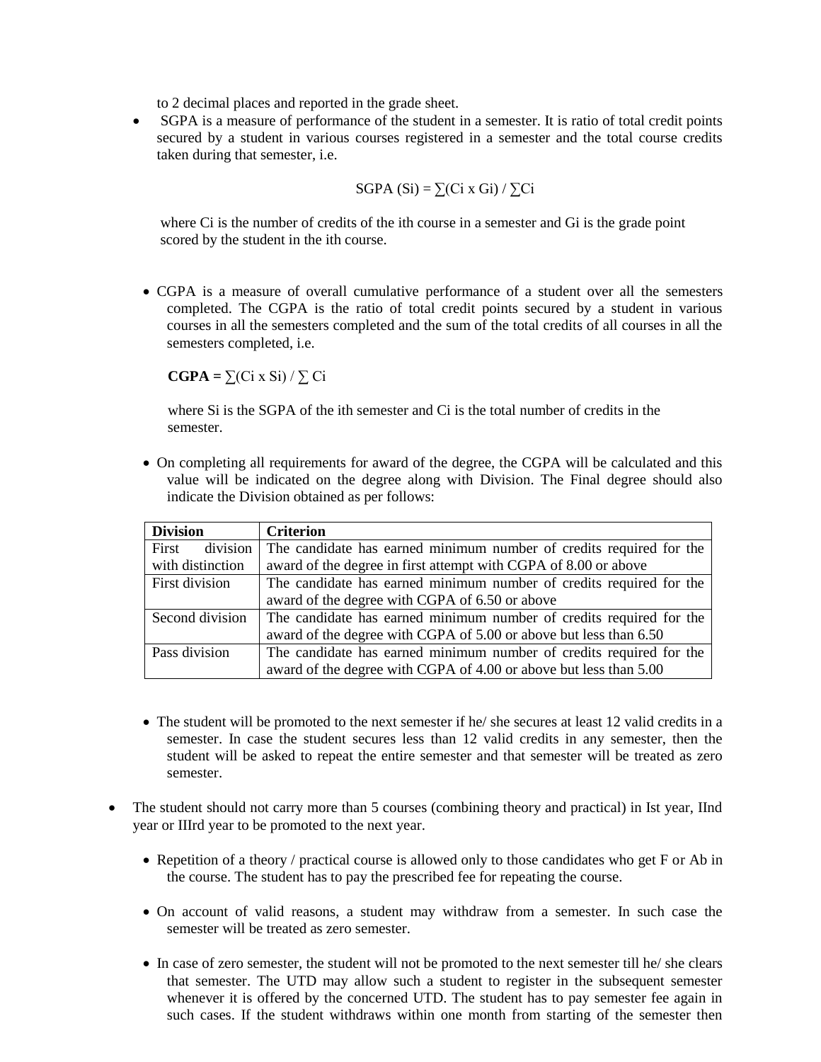to 2 decimal places and reported in the grade sheet.

- SGPA is a measure of performance of the student in a semester. It is ratio of total credit points secured by a student in various courses registered in a semester and the total course credits taken during that semester, i.e.

$$\text{SGPA } (S_i) = \sum(C_i \times G_i) / \sum C_i$$

where $C_i$ is the number of credits of the ith course in a semester and $G_i$ is the grade point scored by the student in the ith course.

- CGPA is a measure of overall cumulative performance of a student over all the semesters completed. The CGPA is the ratio of total credit points secured by a student in various courses in all the semesters completed and the sum of the total credits of all courses in all the semesters completed, i.e.

  **CGPA =** $\sum(C_i \times S_i) / \sum C_i$

  where $S_i$ is the SGPA of the ith semester and $C_i$ is the total number of credits in the semester.

- On completing all requirements for award of the degree, the CGPA will be calculated and this value will be indicated on the degree along with Division. The Final degree should also indicate the Division obtained as per follows:

| **Division** | **Criterion** |
|---|---|
| First division with distinction | The candidate has earned minimum number of credits required for the award of the degree in first attempt with CGPA of 8.00 or above |
| First division | The candidate has earned minimum number of credits required for the award of the degree with CGPA of 6.50 or above |
| Second division | The candidate has earned minimum number of credits required for the award of the degree with CGPA of 5.00 or above but less than 6.50 |
| Pass division | The candidate has earned minimum number of credits required for the award of the degree with CGPA of 4.00 or above but less than 5.00 |

- The student will be promoted to the next semester if he/ she secures at least 12 valid credits in a semester. In case the student secures less than 12 valid credits in any semester, then the student will be asked to repeat the entire semester and that semester will be treated as zero semester.

- The student should not carry more than 5 courses (combining theory and practical) in Ist year, IInd year or IIIrd year to be promoted to the next year.

- Repetition of a theory / practical course is allowed only to those candidates who get F or Ab in the course. The student has to pay the prescribed fee for repeating the course.

- On account of valid reasons, a student may withdraw from a semester. In such case the semester will be treated as zero semester.

- In case of zero semester, the student will not be promoted to the next semester till he/ she clears that semester. The UTD may allow such a student to register in the subsequent semester whenever it is offered by the concerned UTD. The student has to pay semester fee again in such cases. If the student withdraws within one month from starting of the semester then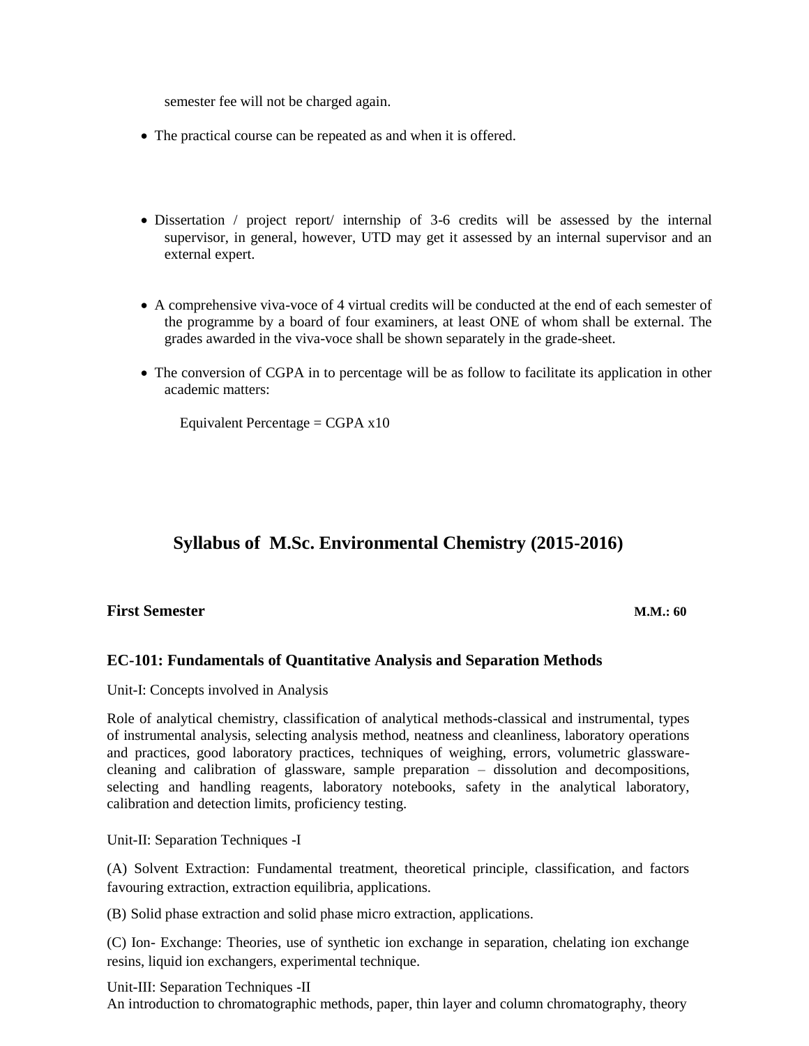semester fee will not be charged again.

- The practical course can be repeated as and when it is offered.

- Dissertation / project report/ internship of 3-6 credits will be assessed by the internal supervisor, in general, however, UTD may get it assessed by an internal supervisor and an external expert.

- A comprehensive viva-voce of 4 virtual credits will be conducted at the end of each semester of the programme by a board of four examiners, at least ONE of whom shall be external. The grades awarded in the viva-voce shall be shown separately in the grade-sheet.

- The conversion of CGPA in to percentage will be as follow to facilitate its application in other academic matters:

  Equivalent Percentage = CGPA x10

## Syllabus of M.Sc. Environmental Chemistry (2015-2016)

**First Semester** **M.M.: 60**

### EC-101: Fundamentals of Quantitative Analysis and Separation Methods

Unit-I: Concepts involved in Analysis

Role of analytical chemistry, classification of analytical methods-classical and instrumental, types of instrumental analysis, selecting analysis method, neatness and cleanliness, laboratory operations and practices, good laboratory practices, techniques of weighing, errors, volumetric glassware-cleaning and calibration of glassware, sample preparation – dissolution and decompositions, selecting and handling reagents, laboratory notebooks, safety in the analytical laboratory, calibration and detection limits, proficiency testing.

Unit-II: Separation Techniques -I

(A) Solvent Extraction: Fundamental treatment, theoretical principle, classification, and factors favouring extraction, extraction equilibria, applications.

(B) Solid phase extraction and solid phase micro extraction, applications.

(C) Ion- Exchange: Theories, use of synthetic ion exchange in separation, chelating ion exchange resins, liquid ion exchangers, experimental technique.

Unit-III: Separation Techniques -II
An introduction to chromatographic methods, paper, thin layer and column chromatography, theory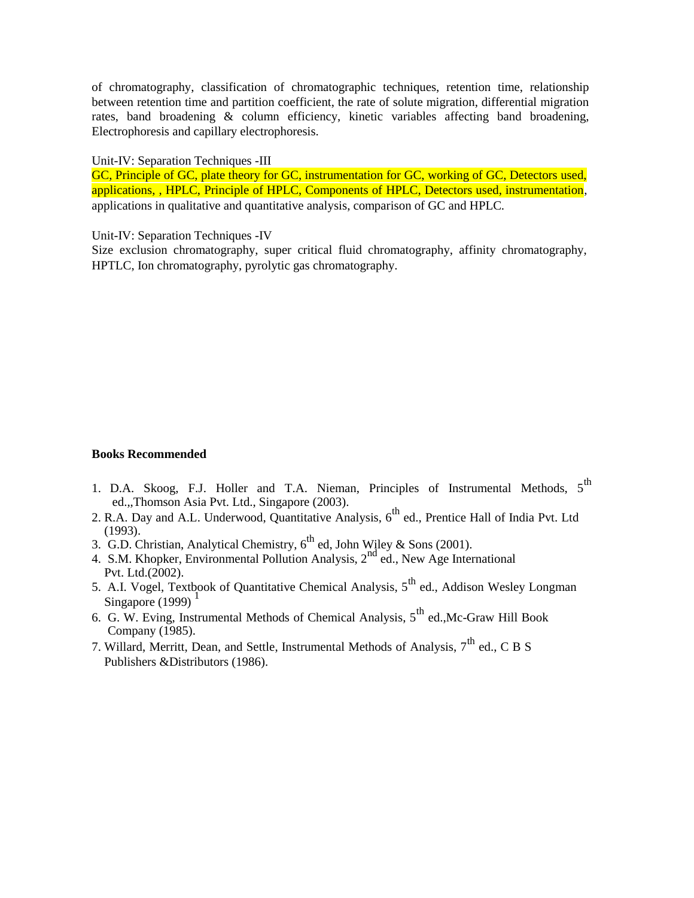of chromatography, classification of chromatographic techniques, retention time, relationship between retention time and partition coefficient, the rate of solute migration, differential migration rates, band broadening & column efficiency, kinetic variables affecting band broadening, Electrophoresis and capillary electrophoresis.

Unit-IV: Separation Techniques -III

GC, Principle of GC, plate theory for GC, instrumentation for GC, working of GC, Detectors used, applications, , HPLC, Principle of HPLC, Components of HPLC, Detectors used, instrumentation, applications in qualitative and quantitative analysis, comparison of GC and HPLC.

Unit-IV: Separation Techniques -IV

Size exclusion chromatography, super critical fluid chromatography, affinity chromatography, HPTLC, Ion chromatography, pyrolytic gas chromatography.

**Books Recommended**

1. D.A. Skoog, F.J. Holler and T.A. Nieman, Principles of Instrumental Methods, 5th ed.,,Thomson Asia Pvt. Ltd., Singapore (2003).
2. R.A. Day and A.L. Underwood, Quantitative Analysis, 6th ed., Prentice Hall of India Pvt. Ltd (1993).
3. G.D. Christian, Analytical Chemistry, 6th ed, John Wiley & Sons (2001).
4. S.M. Khopker, Environmental Pollution Analysis, 2nd ed., New Age International Pvt. Ltd.(2002).
5. A.I. Vogel, Textbook of Quantitative Chemical Analysis, 5th ed., Addison Wesley Longman Singapore (1999) [1]
6. G. W. Eving, Instrumental Methods of Chemical Analysis, 5th ed.,Mc-Graw Hill Book Company (1985).
7. Willard, Merritt, Dean, and Settle, Instrumental Methods of Analysis, 7th ed., C B S Publishers &Distributors (1986).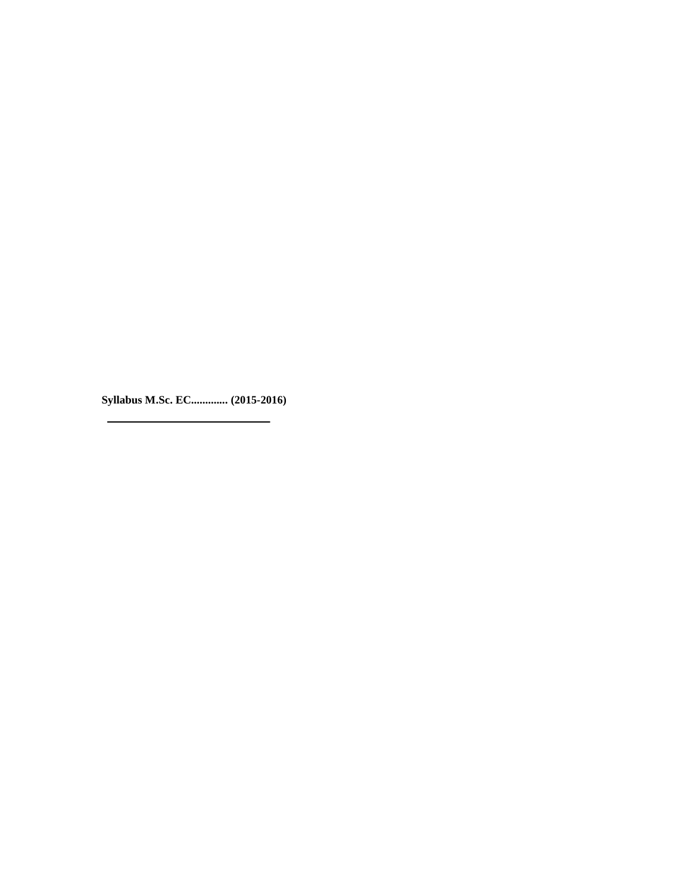**Syllabus M.Sc. EC............. (2015-2016)**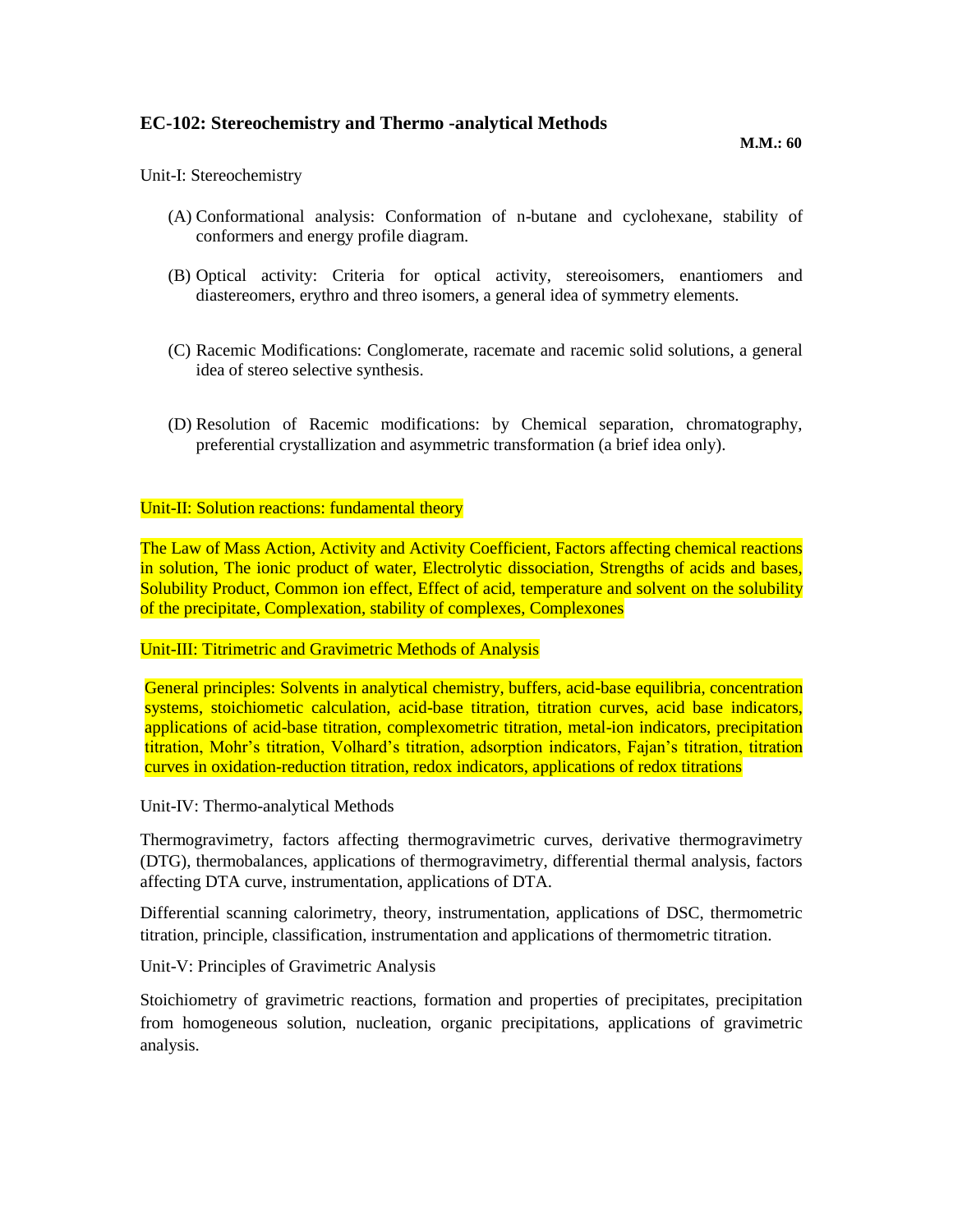## EC-102: Stereochemistry and Thermo -analytical Methods

**M.M.: 60**

Unit-I: Stereochemistry

(A) Conformational analysis: Conformation of n-butane and cyclohexane, stability of conformers and energy profile diagram.

(B) Optical activity: Criteria for optical activity, stereoisomers, enantiomers and diastereomers, erythro and threo isomers, a general idea of symmetry elements.

(C) Racemic Modifications: Conglomerate, racemate and racemic solid solutions, a general idea of stereo selective synthesis.

(D) Resolution of Racemic modifications: by Chemical separation, chromatography, preferential crystallization and asymmetric transformation (a brief idea only).

Unit-II: Solution reactions: fundamental theory

The Law of Mass Action, Activity and Activity Coefficient, Factors affecting chemical reactions in solution, The ionic product of water, Electrolytic dissociation, Strengths of acids and bases, Solubility Product, Common ion effect, Effect of acid, temperature and solvent on the solubility of the precipitate, Complexation, stability of complexes, Complexones

Unit-III: Titrimetric and Gravimetric Methods of Analysis

General principles: Solvents in analytical chemistry, buffers, acid-base equilibria, concentration systems, stoichiometic calculation, acid-base titration, titration curves, acid base indicators, applications of acid-base titration, complexometric titration, metal-ion indicators, precipitation titration, Mohr's titration, Volhard's titration, adsorption indicators, Fajan's titration, titration curves in oxidation-reduction titration, redox indicators, applications of redox titrations

Unit-IV: Thermo-analytical Methods

Thermogravimetry, factors affecting thermogravimetric curves, derivative thermogravimetry (DTG), thermobalances, applications of thermogravimetry, differential thermal analysis, factors affecting DTA curve, instrumentation, applications of DTA.

Differential scanning calorimetry, theory, instrumentation, applications of DSC, thermometric titration, principle, classification, instrumentation and applications of thermometric titration.

Unit-V: Principles of Gravimetric Analysis

Stoichiometry of gravimetric reactions, formation and properties of precipitates, precipitation from homogeneous solution, nucleation, organic precipitations, applications of gravimetric analysis.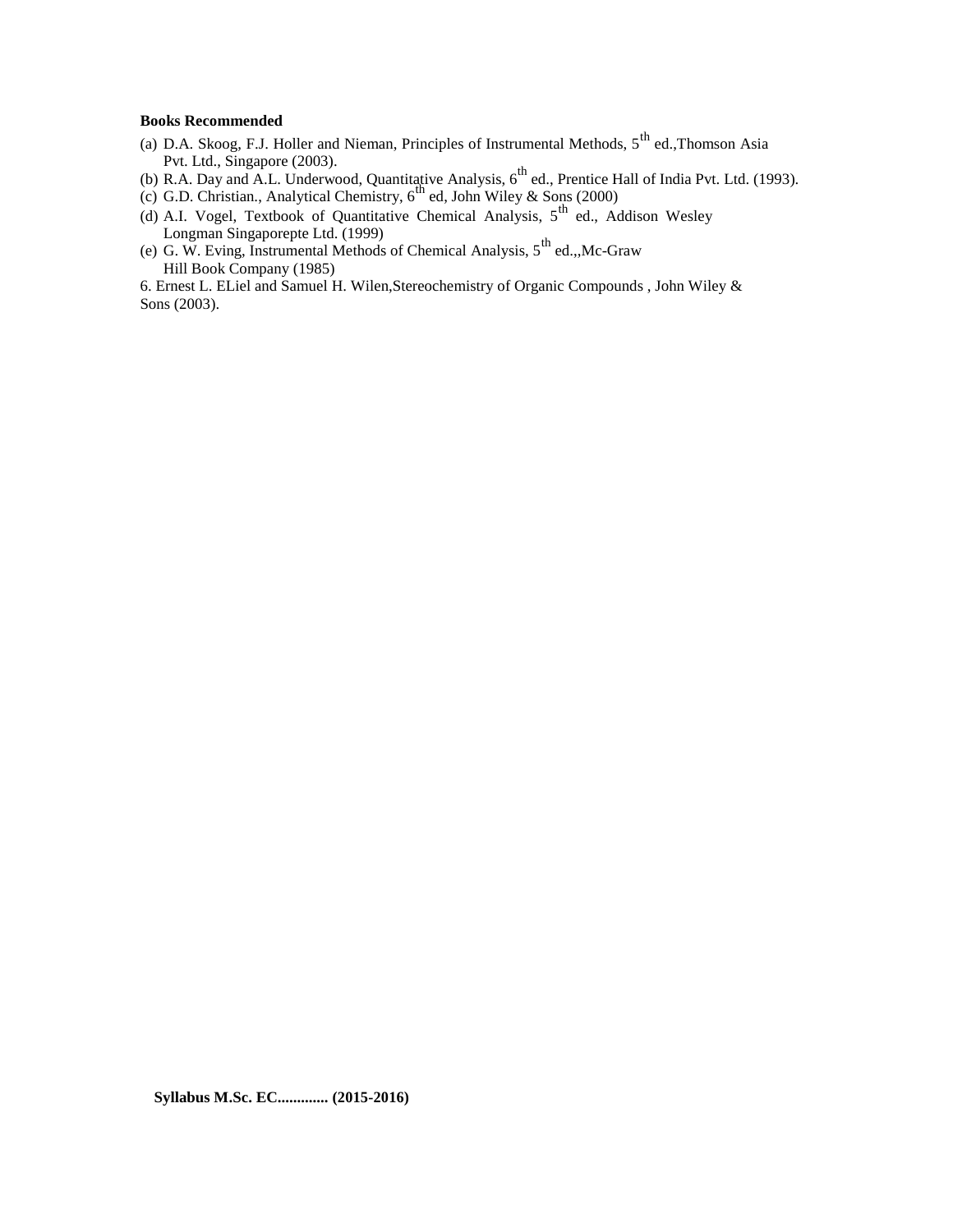**Books Recommended**

(a) D.A. Skoog, F.J. Holler and Nieman, Principles of Instrumental Methods, $5^{th}$ ed.,Thomson Asia Pvt. Ltd., Singapore (2003).

(b) R.A. Day and A.L. Underwood, Quantitative Analysis, $6^{th}$ ed., Prentice Hall of India Pvt. Ltd. (1993).

(c) G.D. Christian., Analytical Chemistry, $6^{th}$ ed, John Wiley & Sons (2000)

(d) A.I. Vogel, Textbook of Quantitative Chemical Analysis, $5^{th}$ ed., Addison Wesley Longman Singaporepte Ltd. (1999)

(e) G. W. Eving, Instrumental Methods of Chemical Analysis, $5^{th}$ ed.,,Mc-Graw Hill Book Company (1985)

6. Ernest L. ELiel and Samuel H. Wilen,Stereochemistry of Organic Compounds , John Wiley & Sons (2003).

**Syllabus M.Sc. EC............. (2015-2016)**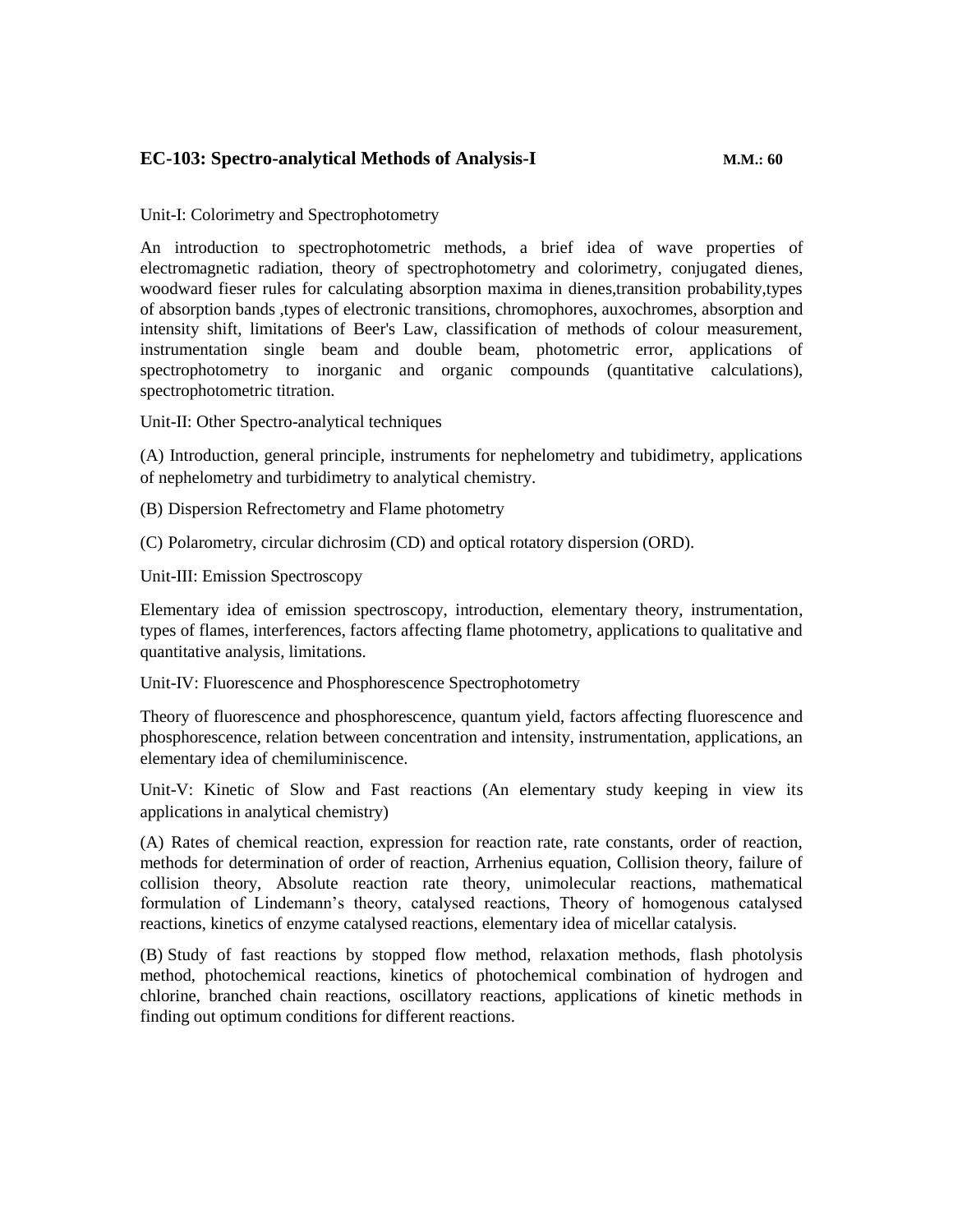## EC-103: Spectro-analytical Methods of Analysis-I **M.M.: 60**

Unit-I: Colorimetry and Spectrophotometry

An introduction to spectrophotometric methods, a brief idea of wave properties of electromagnetic radiation, theory of spectrophotometry and colorimetry, conjugated dienes, woodward fieser rules for calculating absorption maxima in dienes,transition probability,types of absorption bands ,types of electronic transitions, chromophores, auxochromes, absorption and intensity shift, limitations of Beer's Law, classification of methods of colour measurement, instrumentation single beam and double beam, photometric error, applications of spectrophotometry to inorganic and organic compounds (quantitative calculations), spectrophotometric titration.

Unit-II: Other Spectro-analytical techniques

(A) Introduction, general principle, instruments for nephelometry and tubidimetry, applications of nephelometry and turbidimetry to analytical chemistry.

(B) Dispersion Refrectometry and Flame photometry

(C) Polarometry, circular dichrosim (CD) and optical rotatory dispersion (ORD).

Unit-III: Emission Spectroscopy

Elementary idea of emission spectroscopy, introduction, elementary theory, instrumentation, types of flames, interferences, factors affecting flame photometry, applications to qualitative and quantitative analysis, limitations.

Unit-IV: Fluorescence and Phosphorescence Spectrophotometry

Theory of fluorescence and phosphorescence, quantum yield, factors affecting fluorescence and phosphorescence, relation between concentration and intensity, instrumentation, applications, an elementary idea of chemiluminiscence.

Unit-V: Kinetic of Slow and Fast reactions (An elementary study keeping in view its applications in analytical chemistry)

(A) Rates of chemical reaction, expression for reaction rate, rate constants, order of reaction, methods for determination of order of reaction, Arrhenius equation, Collision theory, failure of collision theory, Absolute reaction rate theory, unimolecular reactions, mathematical formulation of Lindemann's theory, catalysed reactions, Theory of homogenous catalysed reactions, kinetics of enzyme catalysed reactions, elementary idea of micellar catalysis.

(B) Study of fast reactions by stopped flow method, relaxation methods, flash photolysis method, photochemical reactions, kinetics of photochemical combination of hydrogen and chlorine, branched chain reactions, oscillatory reactions, applications of kinetic methods in finding out optimum conditions for different reactions.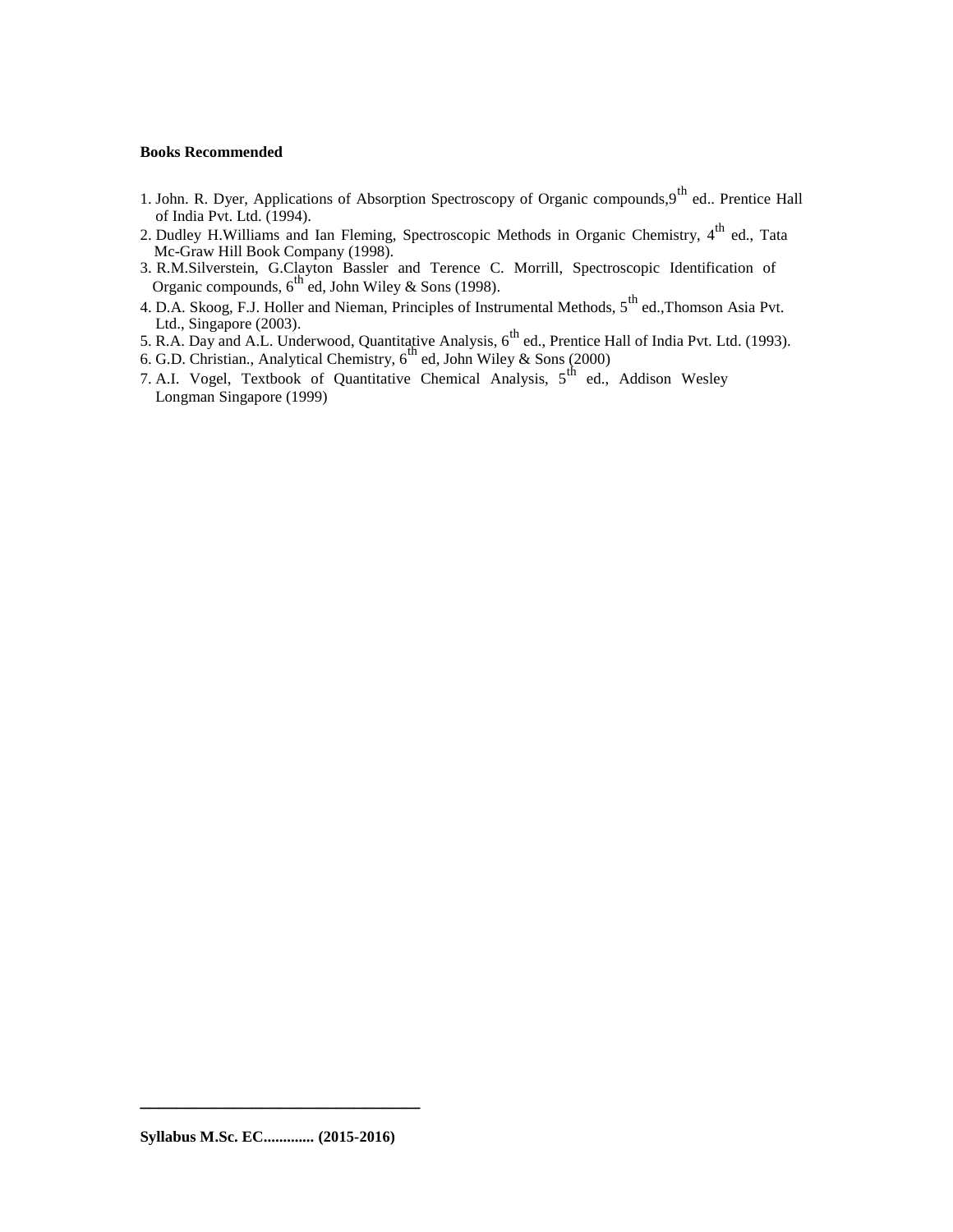**Books Recommended**

1. John. R. Dyer, Applications of Absorption Spectroscopy of Organic compounds,9th ed.. Prentice Hall of India Pvt. Ltd. (1994).
2. Dudley H.Williams and Ian Fleming, Spectroscopic Methods in Organic Chemistry, 4th ed., Tata Mc-Graw Hill Book Company (1998).
3. R.M.Silverstein, G.Clayton Bassler and Terence C. Morrill, Spectroscopic Identification of Organic compounds, 6th ed, John Wiley & Sons (1998).
4. D.A. Skoog, F.J. Holler and Nieman, Principles of Instrumental Methods, 5th ed.,Thomson Asia Pvt. Ltd., Singapore (2003).
5. R.A. Day and A.L. Underwood, Quantitative Analysis, 6th ed., Prentice Hall of India Pvt. Ltd. (1993).
6. G.D. Christian., Analytical Chemistry, 6th ed, John Wiley & Sons (2000)
7. A.I. Vogel, Textbook of Quantitative Chemical Analysis, 5th ed., Addison Wesley Longman Singapore (1999)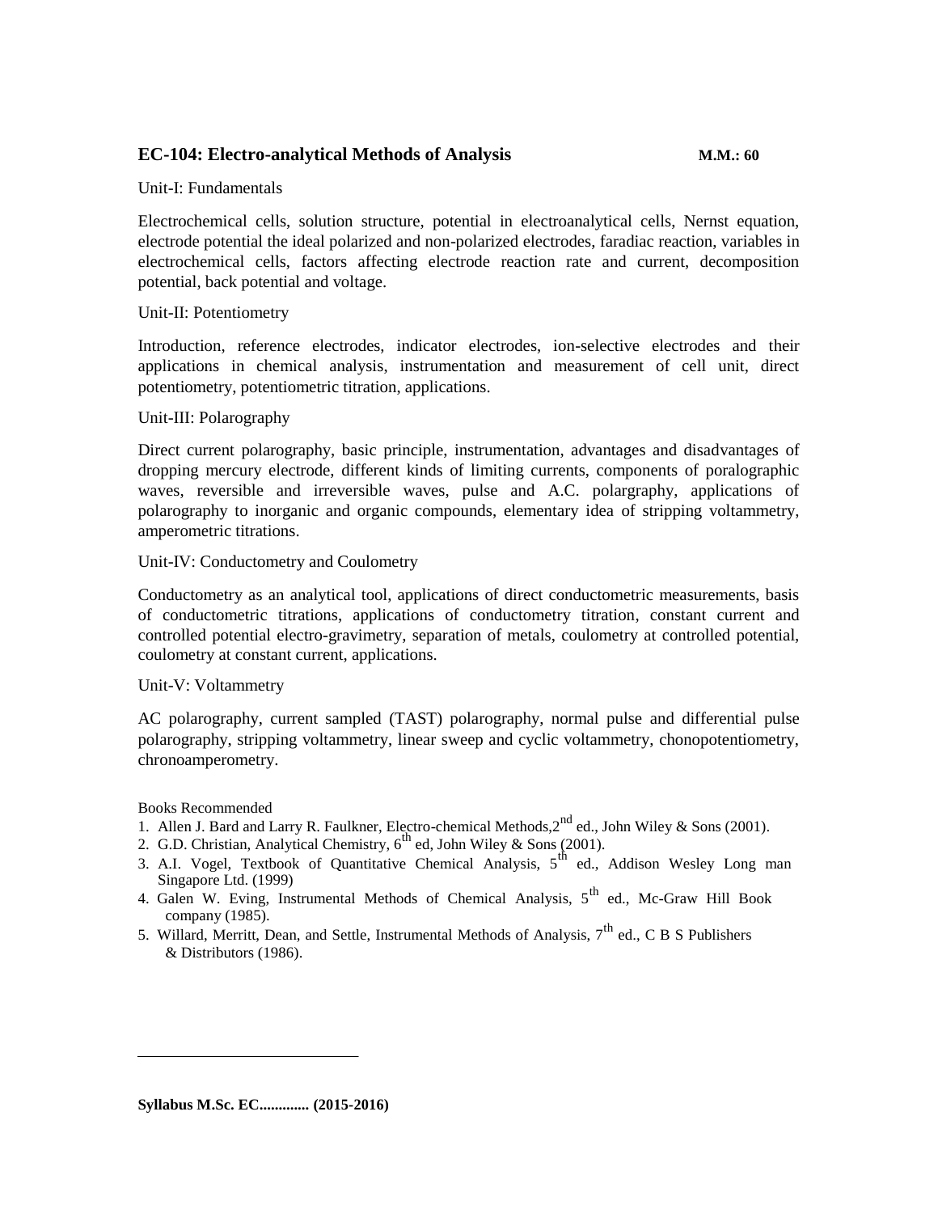## EC-104: Electro-analytical Methods of Analysis **M.M.: 60**

Unit-I: Fundamentals

Electrochemical cells, solution structure, potential in electroanalytical cells, Nernst equation, electrode potential the ideal polarized and non-polarized electrodes, faradiac reaction, variables in electrochemical cells, factors affecting electrode reaction rate and current, decomposition potential, back potential and voltage.

Unit-II: Potentiometry

Introduction, reference electrodes, indicator electrodes, ion-selective electrodes and their applications in chemical analysis, instrumentation and measurement of cell unit, direct potentiometry, potentiometric titration, applications.

Unit-III: Polarography

Direct current polarography, basic principle, instrumentation, advantages and disadvantages of dropping mercury electrode, different kinds of limiting currents, components of poralographic waves, reversible and irreversible waves, pulse and A.C. polargraphy, applications of polarography to inorganic and organic compounds, elementary idea of stripping voltammetry, amperometric titrations.

Unit-IV: Conductometry and Coulometry

Conductometry as an analytical tool, applications of direct conductometric measurements, basis of conductometric titrations, applications of conductometry titration, constant current and controlled potential electro-gravimetry, separation of metals, coulometry at controlled potential, coulometry at constant current, applications.

Unit-V: Voltammetry

AC polarography, current sampled (TAST) polarography, normal pulse and differential pulse polarography, stripping voltammetry, linear sweep and cyclic voltammetry, chonopotentiometry, chronoamperometry.

Books Recommended

1. Allen J. Bard and Larry R. Faulkner, Electro-chemical Methods,2$^{nd}$ ed., John Wiley & Sons (2001).
2. G.D. Christian, Analytical Chemistry, 6$^{th}$ ed, John Wiley & Sons (2001).
3. A.I. Vogel, Textbook of Quantitative Chemical Analysis, 5$^{th}$ ed., Addison Wesley Long man Singapore Ltd. (1999)
4. Galen W. Eving, Instrumental Methods of Chemical Analysis, 5$^{th}$ ed., Mc-Graw Hill Book company (1985).
5. Willard, Merritt, Dean, and Settle, Instrumental Methods of Analysis, 7$^{th}$ ed., C B S Publishers & Distributors (1986).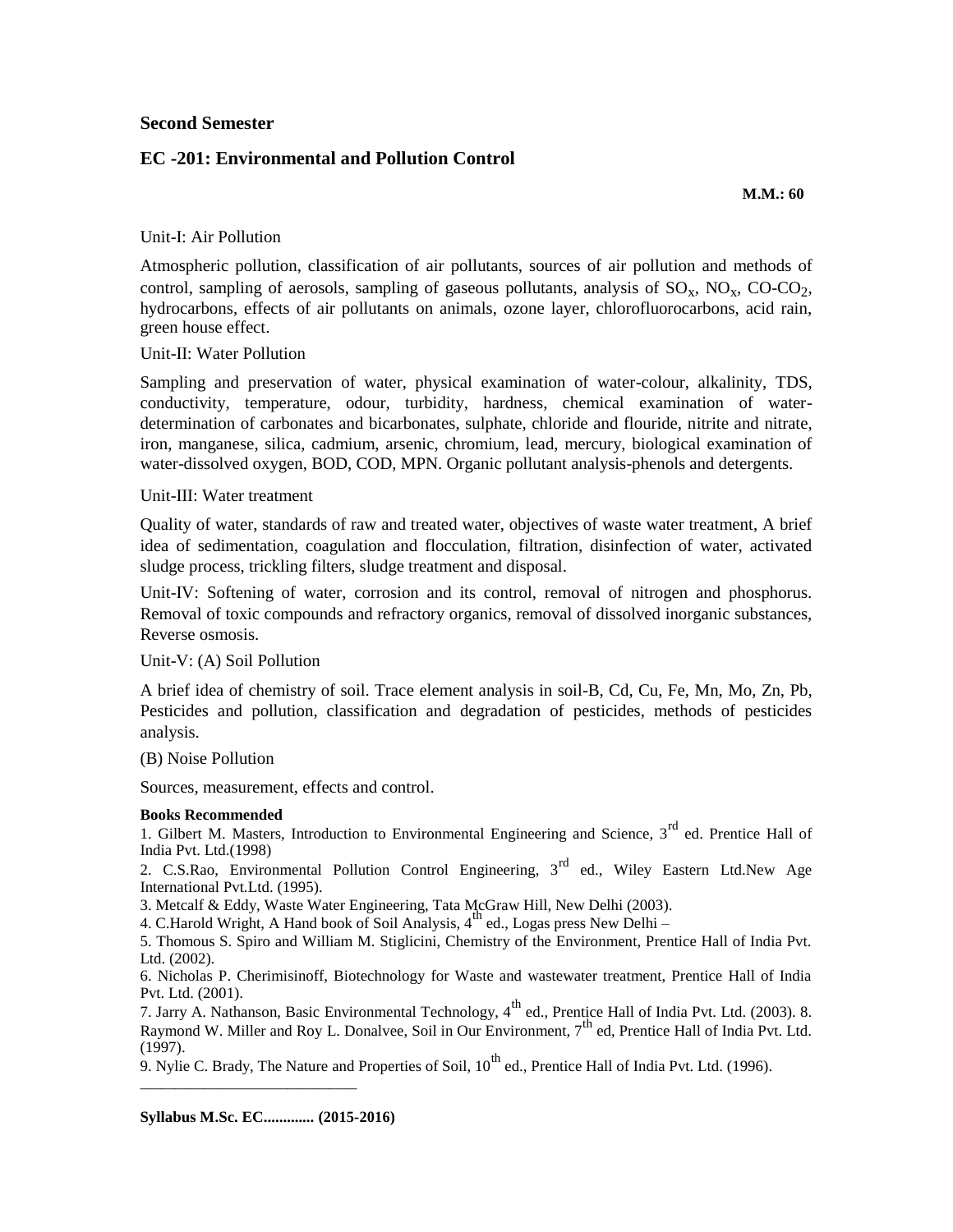## Second Semester

## EC -201: Environmental and Pollution Control

**M.M.: 60**

Unit-I: Air Pollution

Atmospheric pollution, classification of air pollutants, sources of air pollution and methods of control, sampling of aerosols, sampling of gaseous pollutants, analysis of $SO_X$, $NO_X$, CO-$CO_2$, hydrocarbons, effects of air pollutants on animals, ozone layer, chlorofluorocarbons, acid rain, green house effect.

Unit-II: Water Pollution

Sampling and preservation of water, physical examination of water-colour, alkalinity, TDS, conductivity, temperature, odour, turbidity, hardness, chemical examination of water-determination of carbonates and bicarbonates, sulphate, chloride and flouride, nitrite and nitrate, iron, manganese, silica, cadmium, arsenic, chromium, lead, mercury, biological examination of water-dissolved oxygen, BOD, COD, MPN. Organic pollutant analysis-phenols and detergents.

Unit-III: Water treatment

Quality of water, standards of raw and treated water, objectives of waste water treatment, A brief idea of sedimentation, coagulation and flocculation, filtration, disinfection of water, activated sludge process, trickling filters, sludge treatment and disposal.

Unit-IV: Softening of water, corrosion and its control, removal of nitrogen and phosphorus. Removal of toxic compounds and refractory organics, removal of dissolved inorganic substances, Reverse osmosis.

Unit-V: (A) Soil Pollution

A brief idea of chemistry of soil. Trace element analysis in soil-B, Cd, Cu, Fe, Mn, Mo, Zn, Pb, Pesticides and pollution, classification and degradation of pesticides, methods of pesticides analysis.

(B) Noise Pollution

Sources, measurement, effects and control.

**Books Recommended**

1. Gilbert M. Masters, Introduction to Environmental Engineering and Science, 3rd ed. Prentice Hall of India Pvt. Ltd.(1998)
2. C.S.Rao, Environmental Pollution Control Engineering, 3rd ed., Wiley Eastern Ltd.New Age International Pvt.Ltd. (1995).
3. Metcalf & Eddy, Waste Water Engineering, Tata McGraw Hill, New Delhi (2003).
4. C.Harold Wright, A Hand book of Soil Analysis, 4th ed., Logas press New Delhi –
5. Thomous S. Spiro and William M. Stiglicini, Chemistry of the Environment, Prentice Hall of India Pvt. Ltd. (2002).
6. Nicholas P. Cherimisinoff, Biotechnology for Waste and wastewater treatment, Prentice Hall of India Pvt. Ltd. (2001).
7. Jarry A. Nathanson, Basic Environmental Technology, 4th ed., Prentice Hall of India Pvt. Ltd. (2003). 8. Raymond W. Miller and Roy L. Donalvee, Soil in Our Environment, 7th ed, Prentice Hall of India Pvt. Ltd. (1997).
9. Nylie C. Brady, The Nature and Properties of Soil, 10th ed., Prentice Hall of India Pvt. Ltd. (1996).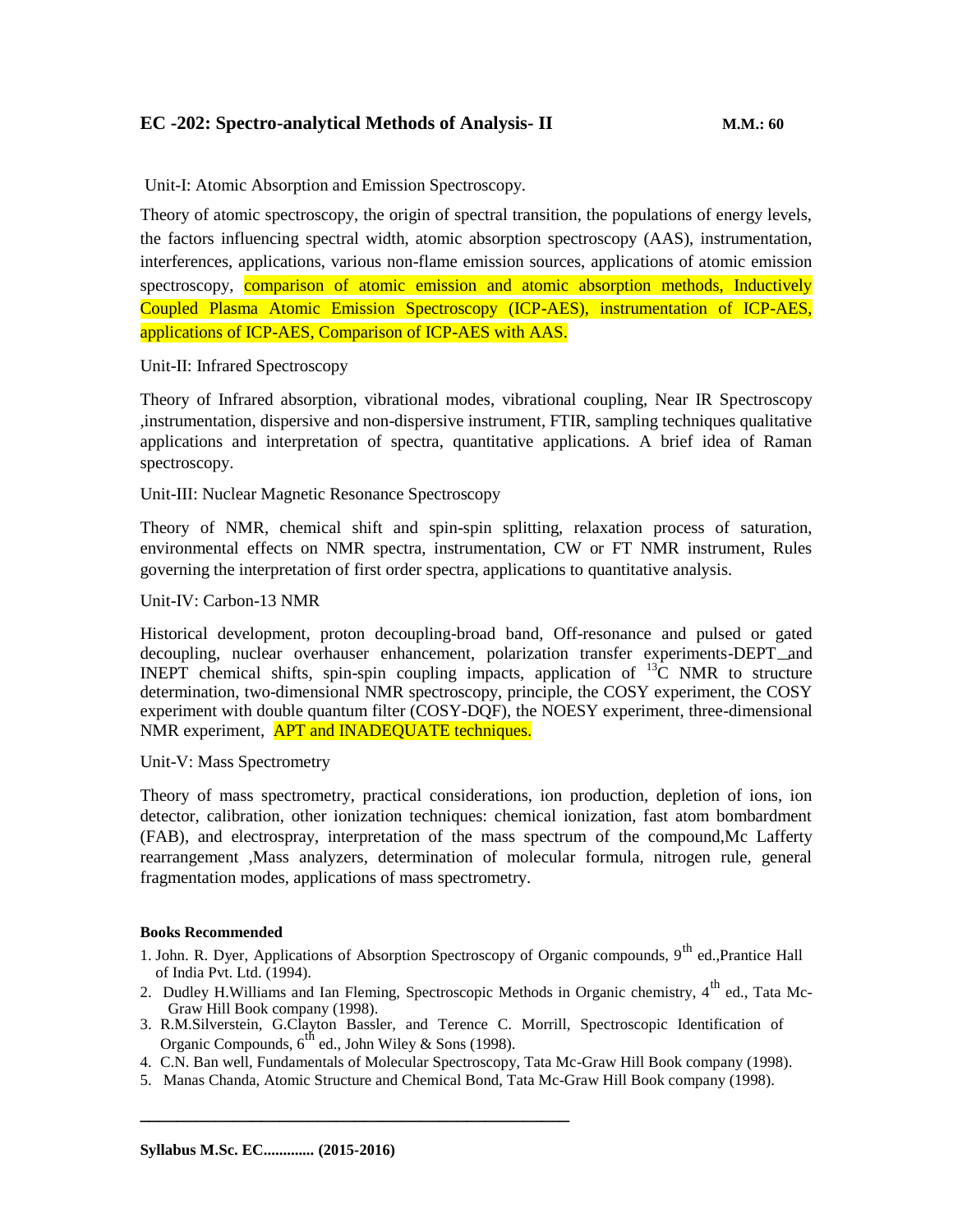## EC -202: Spectro-analytical Methods of Analysis- II **M.M.: 60**

Unit-I: Atomic Absorption and Emission Spectroscopy.

Theory of atomic spectroscopy, the origin of spectral transition, the populations of energy levels, the factors influencing spectral width, atomic absorption spectroscopy (AAS), instrumentation, interferences, applications, various non-flame emission sources, applications of atomic emission spectroscopy, comparison of atomic emission and atomic absorption methods, Inductively Coupled Plasma Atomic Emission Spectroscopy (ICP-AES), instrumentation of ICP-AES, applications of ICP-AES, Comparison of ICP-AES with AAS.

Unit-II: Infrared Spectroscopy

Theory of Infrared absorption, vibrational modes, vibrational coupling, Near IR Spectroscopy ,instrumentation, dispersive and non-dispersive instrument, FTIR, sampling techniques qualitative applications and interpretation of spectra, quantitative applications. A brief idea of Raman spectroscopy.

Unit-III: Nuclear Magnetic Resonance Spectroscopy

Theory of NMR, chemical shift and spin-spin splitting, relaxation process of saturation, environmental effects on NMR spectra, instrumentation, CW or FT NMR instrument, Rules governing the interpretation of first order spectra, applications to quantitative analysis.

Unit-IV: Carbon-13 NMR

Historical development, proton decoupling-broad band, Off-resonance and pulsed or gated decoupling, nuclear overhauser enhancement, polarization transfer experiments-DEPT and INEPT chemical shifts, spin-spin coupling impacts, application of $^{13}C$ NMR to structure determination, two-dimensional NMR spectroscopy, principle, the COSY experiment, the COSY experiment with double quantum filter (COSY-DQF), the NOESY experiment, three-dimensional NMR experiment, APT and INADEQUATE techniques.

Unit-V: Mass Spectrometry

Theory of mass spectrometry, practical considerations, ion production, depletion of ions, ion detector, calibration, other ionization techniques: chemical ionization, fast atom bombardment (FAB), and electrospray, interpretation of the mass spectrum of the compound,Mc Lafferty rearrangement ,Mass analyzers, determination of molecular formula, nitrogen rule, general fragmentation modes, applications of mass spectrometry.

**Books Recommended**

1. John. R. Dyer, Applications of Absorption Spectroscopy of Organic compounds, 9th ed.,Prantice Hall of India Pvt. Ltd. (1994).
2. Dudley H.Williams and Ian Fleming, Spectroscopic Methods in Organic chemistry, 4th ed., Tata Mc-Graw Hill Book company (1998).
3. R.M.Silverstein, G.Clayton Bassler, and Terence C. Morrill, Spectroscopic Identification of Organic Compounds, 6th ed., John Wiley & Sons (1998).
4. C.N. Ban well, Fundamentals of Molecular Spectroscopy, Tata Mc-Graw Hill Book company (1998).
5. Manas Chanda, Atomic Structure and Chemical Bond, Tata Mc-Graw Hill Book company (1998).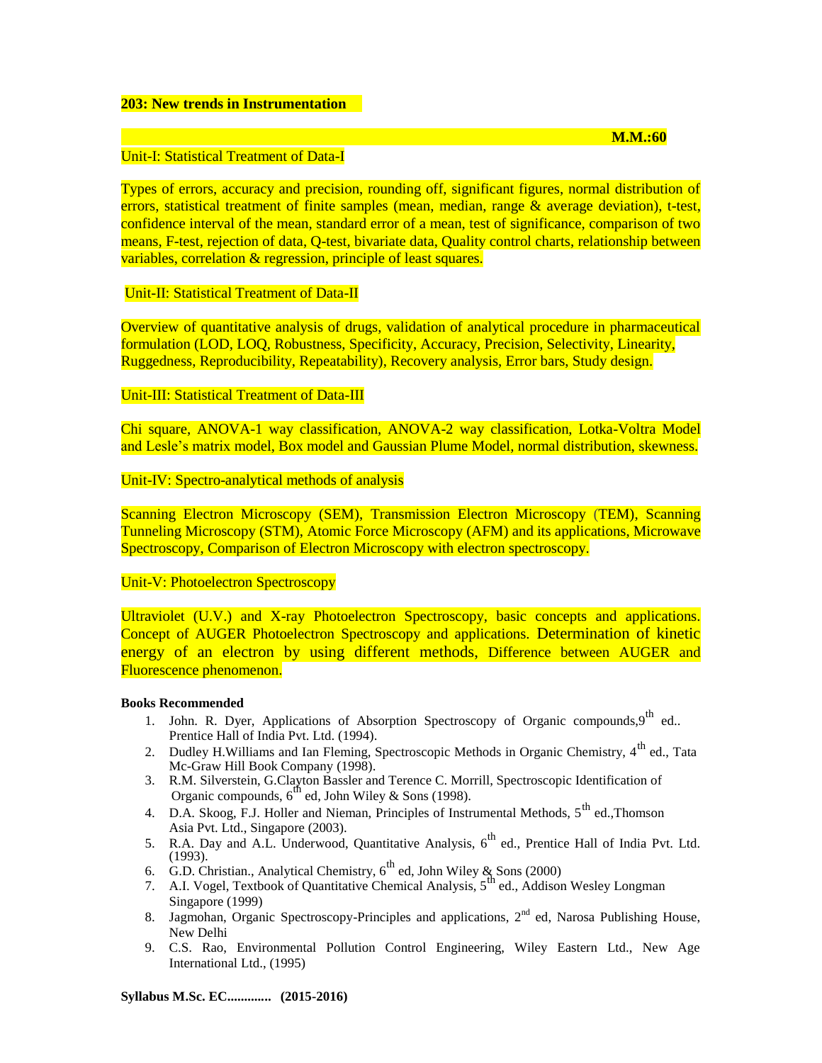**203: New trends in Instrumentation**

**M.M.:60**

Unit-I: Statistical Treatment of Data-I

Types of errors, accuracy and precision, rounding off, significant figures, normal distribution of errors, statistical treatment of finite samples (mean, median, range & average deviation), t-test, confidence interval of the mean, standard error of a mean, test of significance, comparison of two means, F-test, rejection of data, Q-test, bivariate data, Quality control charts, relationship between variables, correlation & regression, principle of least squares.

Unit-II: Statistical Treatment of Data-II

Overview of quantitative analysis of drugs, validation of analytical procedure in pharmaceutical formulation (LOD, LOQ, Robustness, Specificity, Accuracy, Precision, Selectivity, Linearity, Ruggedness, Reproducibility, Repeatability), Recovery analysis, Error bars, Study design.

Unit-III: Statistical Treatment of Data-III

Chi square, ANOVA-1 way classification, ANOVA-2 way classification, Lotka-Voltra Model and Lesle's matrix model, Box model and Gaussian Plume Model, normal distribution, skewness.

Unit-IV: Spectro-analytical methods of analysis

Scanning Electron Microscopy (SEM), Transmission Electron Microscopy (TEM), Scanning Tunneling Microscopy (STM), Atomic Force Microscopy (AFM) and its applications, Microwave Spectroscopy, Comparison of Electron Microscopy with electron spectroscopy.

Unit-V: Photoelectron Spectroscopy

Ultraviolet (U.V.) and X-ray Photoelectron Spectroscopy, basic concepts and applications. Concept of AUGER Photoelectron Spectroscopy and applications. Determination of kinetic energy of an electron by using different methods, Difference between AUGER and Fluorescence phenomenon.

**Books Recommended**

1. John. R. Dyer, Applications of Absorption Spectroscopy of Organic compounds, 9th ed.. Prentice Hall of India Pvt. Ltd. (1994).
2. Dudley H.Williams and Ian Fleming, Spectroscopic Methods in Organic Chemistry, 4th ed., Tata Mc-Graw Hill Book Company (1998).
3. R.M. Silverstein, G.Clayton Bassler and Terence C. Morrill, Spectroscopic Identification of Organic compounds, 6th ed, John Wiley & Sons (1998).
4. D.A. Skoog, F.J. Holler and Nieman, Principles of Instrumental Methods, 5th ed.,Thomson Asia Pvt. Ltd., Singapore (2003).
5. R.A. Day and A.L. Underwood, Quantitative Analysis, 6th ed., Prentice Hall of India Pvt. Ltd. (1993).
6. G.D. Christian., Analytical Chemistry, 6th ed, John Wiley & Sons (2000)
7. A.I. Vogel, Textbook of Quantitative Chemical Analysis, 5th ed., Addison Wesley Longman Singapore (1999)
8. Jagmohan, Organic Spectroscopy-Principles and applications, 2nd ed, Narosa Publishing House, New Delhi
9. C.S. Rao, Environmental Pollution Control Engineering, Wiley Eastern Ltd., New Age International Ltd., (1995)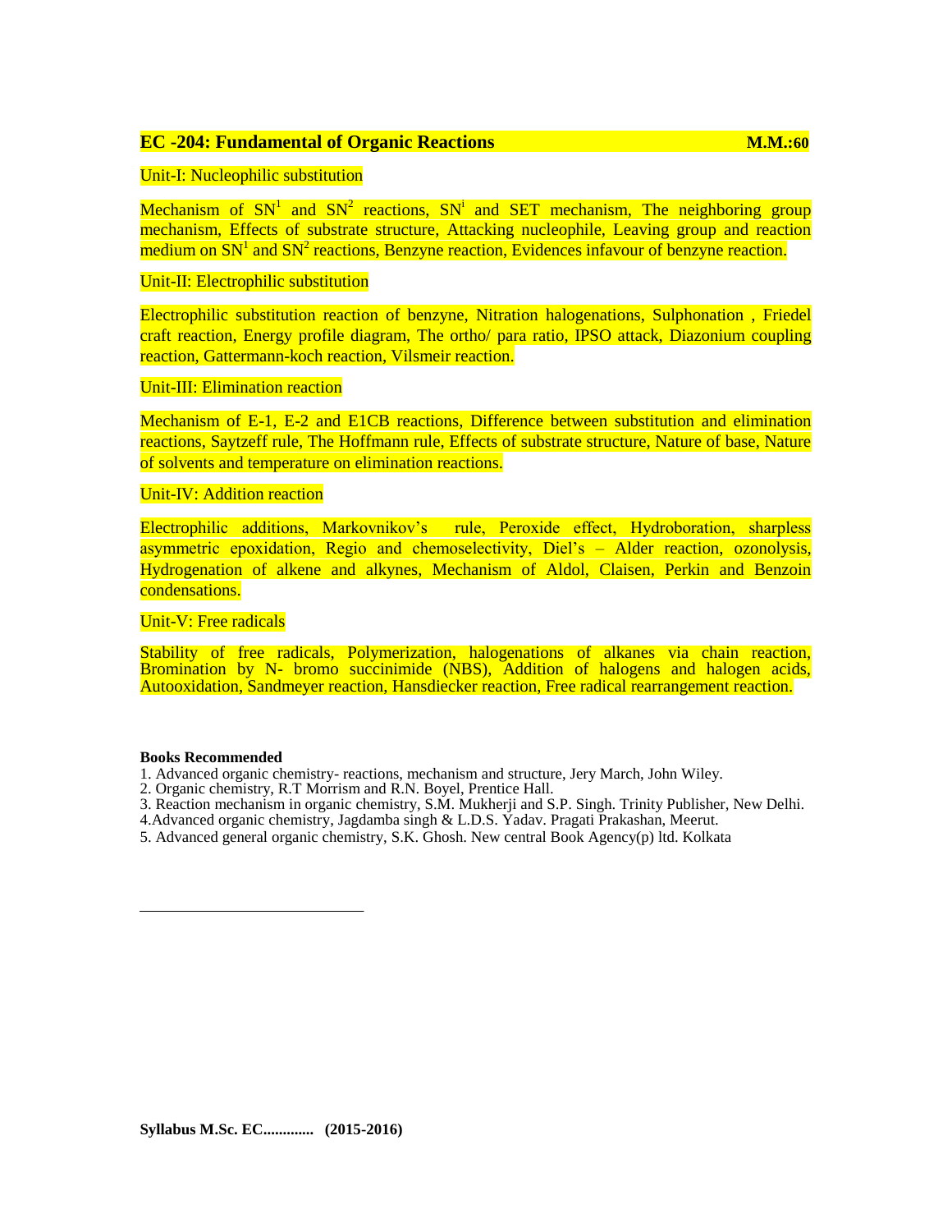## EC -204: Fundamental of Organic Reactions **M.M.:60**

Unit-I: Nucleophilic substitution

Mechanism of $SN^1$ and $SN^2$ reactions, $SN^i$ and SET mechanism, The neighboring group mechanism, Effects of substrate structure, Attacking nucleophile, Leaving group and reaction medium on $SN^1$ and $SN^2$ reactions, Benzyne reaction, Evidences infavour of benzyne reaction.

Unit-II: Electrophilic substitution

Electrophilic substitution reaction of benzyne, Nitration halogenations, Sulphonation , Friedel craft reaction, Energy profile diagram, The ortho/ para ratio, IPSO attack, Diazonium coupling reaction, Gattermann-koch reaction, Vilsmeir reaction.

Unit-III: Elimination reaction

Mechanism of E-1, E-2 and E1CB reactions, Difference between substitution and elimination reactions, Saytzeff rule, The Hoffmann rule, Effects of substrate structure, Nature of base, Nature of solvents and temperature on elimination reactions.

Unit-IV: Addition reaction

Electrophilic additions, Markovnikov's rule, Peroxide effect, Hydroboration, sharpless asymmetric epoxidation, Regio and chemoselectivity, Diel's – Alder reaction, ozonolysis, Hydrogenation of alkene and alkynes, Mechanism of Aldol, Claisen, Perkin and Benzoin condensations.

Unit-V: Free radicals

Stability of free radicals, Polymerization, halogenations of alkanes via chain reaction, Bromination by N- bromo succinimide (NBS), Addition of halogens and halogen acids, Autooxidation, Sandmeyer reaction, Hansdiecker reaction, Free radical rearrangement reaction.

**Books Recommended**

1. Advanced organic chemistry- reactions, mechanism and structure, Jery March, John Wiley.
2. Organic chemistry, R.T Morrism and R.N. Boyel, Prentice Hall.
3. Reaction mechanism in organic chemistry, S.M. Mukherji and S.P. Singh. Trinity Publisher, New Delhi.
4. Advanced organic chemistry, Jagdamba singh & L.D.S. Yadav. Pragati Prakashan, Meerut.
5. Advanced general organic chemistry, S.K. Ghosh. New central Book Agency(p) ltd. Kolkata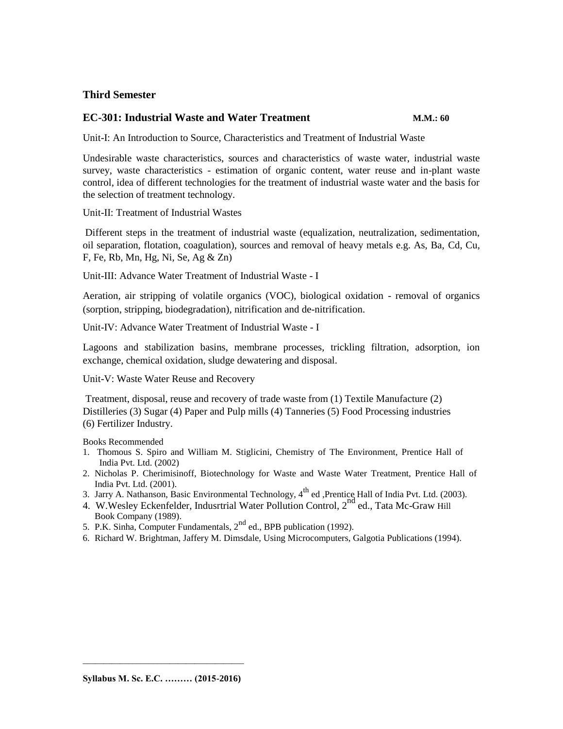## Third Semester

### EC-301: Industrial Waste and Water Treatment **M.M.: 60**

Unit-I: An Introduction to Source, Characteristics and Treatment of Industrial Waste

Undesirable waste characteristics, sources and characteristics of waste water, industrial waste survey, waste characteristics - estimation of organic content, water reuse and in-plant waste control, idea of different technologies for the treatment of industrial waste water and the basis for the selection of treatment technology.

Unit-II: Treatment of Industrial Wastes

Different steps in the treatment of industrial waste (equalization, neutralization, sedimentation, oil separation, flotation, coagulation), sources and removal of heavy metals e.g. As, Ba, Cd, Cu, F, Fe, Rb, Mn, Hg, Ni, Se, Ag & Zn)

Unit-III: Advance Water Treatment of Industrial Waste - I

Aeration, air stripping of volatile organics (VOC), biological oxidation - removal of organics (sorption, stripping, biodegradation), nitrification and de-nitrification.

Unit-IV: Advance Water Treatment of Industrial Waste - I

Lagoons and stabilization basins, membrane processes, trickling filtration, adsorption, ion exchange, chemical oxidation, sludge dewatering and disposal.

Unit-V: Waste Water Reuse and Recovery

Treatment, disposal, reuse and recovery of trade waste from (1) Textile Manufacture (2) Distilleries (3) Sugar (4) Paper and Pulp mills (4) Tanneries (5) Food Processing industries (6) Fertilizer Industry.

Books Recommended

1. Thomous S. Spiro and William M. Stiglicini, Chemistry of The Environment, Prentice Hall of India Pvt. Ltd. (2002)
2. Nicholas P. Cherimisinoff, Biotechnology for Waste and Waste Water Treatment, Prentice Hall of India Pvt. Ltd. (2001).
3. Jarry A. Nathanson, Basic Environmental Technology, 4th ed ,Prentice Hall of India Pvt. Ltd. (2003).
4. W.Wesley Eckenfelder, Indusrtrial Water Pollution Control, 2nd ed., Tata Mc-Graw Hill Book Company (1989).
5. P.K. Sinha, Computer Fundamentals, 2nd ed., BPB publication (1992).
6. Richard W. Brightman, Jaffery M. Dimsdale, Using Microcomputers, Galgotia Publications (1994).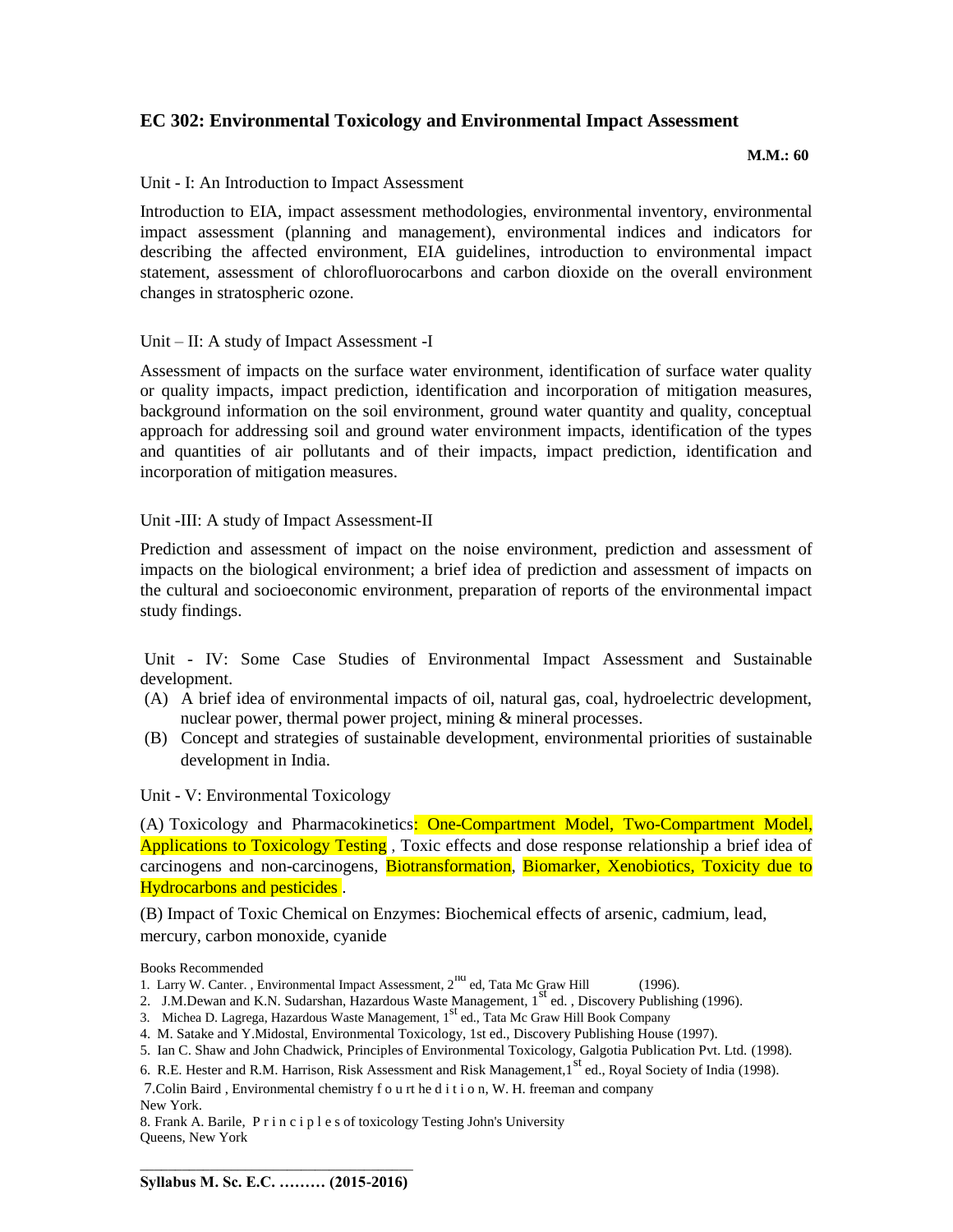## EC 302: Environmental Toxicology and Environmental Impact Assessment

**M.M.: 60**

Unit - I: An Introduction to Impact Assessment

Introduction to EIA, impact assessment methodologies, environmental inventory, environmental impact assessment (planning and management), environmental indices and indicators for describing the affected environment, EIA guidelines, introduction to environmental impact statement, assessment of chlorofluorocarbons and carbon dioxide on the overall environment changes in stratospheric ozone.

Unit – II: A study of Impact Assessment -I

Assessment of impacts on the surface water environment, identification of surface water quality or quality impacts, impact prediction, identification and incorporation of mitigation measures, background information on the soil environment, ground water quantity and quality, conceptual approach for addressing soil and ground water environment impacts, identification of the types and quantities of air pollutants and of their impacts, impact prediction, identification and incorporation of mitigation measures.

Unit -III: A study of Impact Assessment-II

Prediction and assessment of impact on the noise environment, prediction and assessment of impacts on the biological environment; a brief idea of prediction and assessment of impacts on the cultural and socioeconomic environment, preparation of reports of the environmental impact study findings.

Unit - IV: Some Case Studies of Environmental Impact Assessment and Sustainable development.

(A) A brief idea of environmental impacts of oil, natural gas, coal, hydroelectric development, nuclear power, thermal power project, mining & mineral processes.

(B) Concept and strategies of sustainable development, environmental priorities of sustainable development in India.

Unit - V: Environmental Toxicology

(A) Toxicology and Pharmacokinetics: One-Compartment Model, Two-Compartment Model, Applications to Toxicology Testing , Toxic effects and dose response relationship a brief idea of carcinogens and non-carcinogens, Biotransformation, Biomarker, Xenobiotics, Toxicity due to Hydrocarbons and pesticides .

(B) Impact of Toxic Chemical on Enzymes: Biochemical effects of arsenic, cadmium, lead, mercury, carbon monoxide, cyanide

Books Recommended

1. Larry W. Canter. , Environmental Impact Assessment, 2nd ed, Tata Mc Graw Hill (1996).
2. J.M.Dewan and K.N. Sudarshan, Hazardous Waste Management, 1st ed. , Discovery Publishing (1996).
3. Michea D. Lagrega, Hazardous Waste Management, 1st ed., Tata Mc Graw Hill Book Company
4. M. Satake and Y.Midostal, Environmental Toxicology, 1st ed., Discovery Publishing House (1997).
5. Ian C. Shaw and John Chadwick, Principles of Environmental Toxicology, Galgotia Publication Pvt. Ltd. (1998).
6. R.E. Hester and R.M. Harrison, Risk Assessment and Risk Management,1st ed., Royal Society of India (1998).
7. Colin Baird , Environmental chemistry fourth edition, W. H. freeman and company New York.
8. Frank A. Barile, Principles of toxicology Testing John's University Queens, New York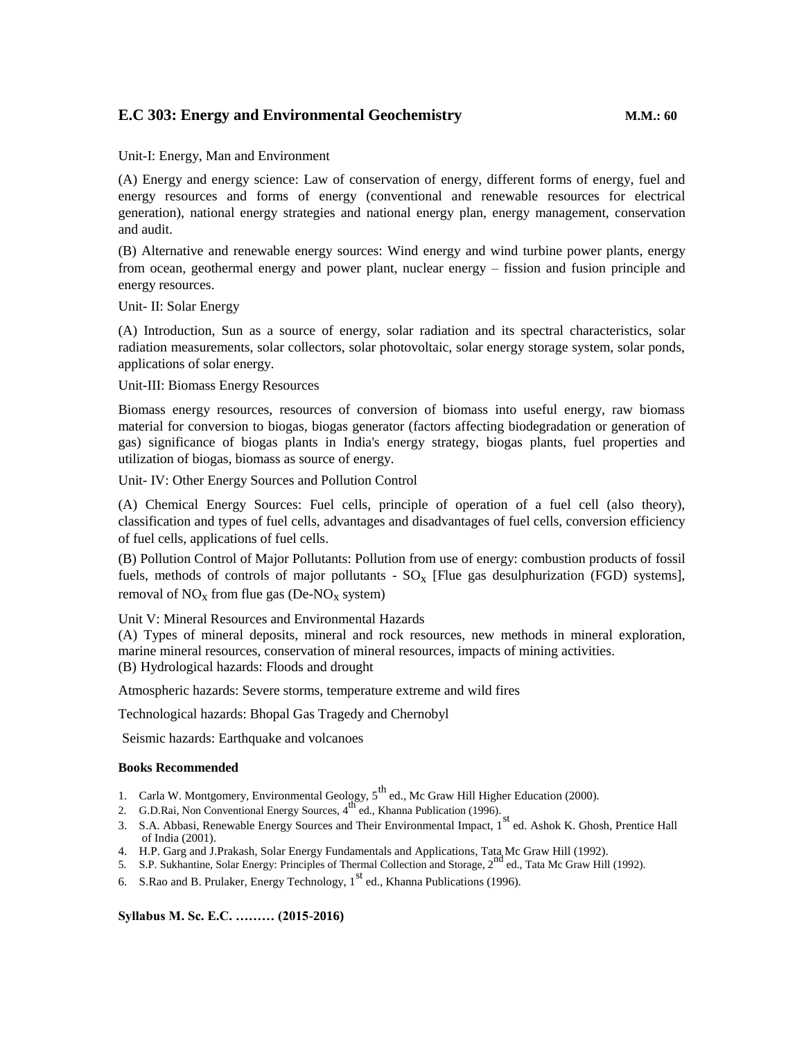## E.C 303: Energy and Environmental Geochemistry **M.M.: 60**

Unit-I: Energy, Man and Environment

(A) Energy and energy science: Law of conservation of energy, different forms of energy, fuel and energy resources and forms of energy (conventional and renewable resources for electrical generation), national energy strategies and national energy plan, energy management, conservation and audit.

(B) Alternative and renewable energy sources: Wind energy and wind turbine power plants, energy from ocean, geothermal energy and power plant, nuclear energy – fission and fusion principle and energy resources.

Unit- II: Solar Energy

(A) Introduction, Sun as a source of energy, solar radiation and its spectral characteristics, solar radiation measurements, solar collectors, solar photovoltaic, solar energy storage system, solar ponds, applications of solar energy.

Unit-III: Biomass Energy Resources

Biomass energy resources, resources of conversion of biomass into useful energy, raw biomass material for conversion to biogas, biogas generator (factors affecting biodegradation or generation of gas) significance of biogas plants in India's energy strategy, biogas plants, fuel properties and utilization of biogas, biomass as source of energy.

Unit- IV: Other Energy Sources and Pollution Control

(A) Chemical Energy Sources: Fuel cells, principle of operation of a fuel cell (also theory), classification and types of fuel cells, advantages and disadvantages of fuel cells, conversion efficiency of fuel cells, applications of fuel cells.

(B) Pollution Control of Major Pollutants: Pollution from use of energy: combustion products of fossil fuels, methods of controls of major pollutants - $SO_x$ [Flue gas desulphurization (FGD) systems], removal of $NO_x$ from flue gas (De-$NO_x$ system)

Unit V: Mineral Resources and Environmental Hazards

(A) Types of mineral deposits, mineral and rock resources, new methods in mineral exploration, marine mineral resources, conservation of mineral resources, impacts of mining activities.

(B) Hydrological hazards: Floods and drought

Atmospheric hazards: Severe storms, temperature extreme and wild fires

Technological hazards: Bhopal Gas Tragedy and Chernobyl

Seismic hazards: Earthquake and volcanoes

#### Books Recommended

1. Carla W. Montgomery, Environmental Geology, 5th ed., Mc Graw Hill Higher Education (2000).
2. G.D.Rai, Non Conventional Energy Sources, 4th ed., Khanna Publication (1996).
3. S.A. Abbasi, Renewable Energy Sources and Their Environmental Impact, 1st ed. Ashok K. Ghosh, Prentice Hall of India (2001).
4. H.P. Garg and J.Prakash, Solar Energy Fundamentals and Applications, Tata Mc Graw Hill (1992).
5. S.P. Sukhantine, Solar Energy: Principles of Thermal Collection and Storage, 2nd ed., Tata Mc Graw Hill (1992).
6. S.Rao and B. Prulaker, Energy Technology, 1st ed., Khanna Publications (1996).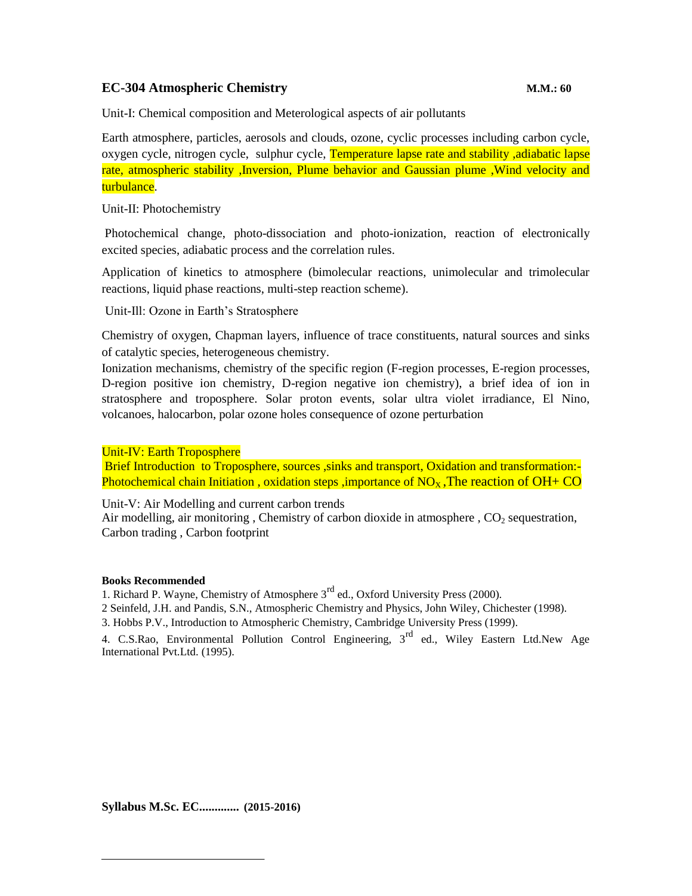## EC-304 Atmospheric Chemistry **M.M.: 60**

Unit-I: Chemical composition and Meterological aspects of air pollutants

Earth atmosphere, particles, aerosols and clouds, ozone, cyclic processes including carbon cycle, oxygen cycle, nitrogen cycle, sulphur cycle, Temperature lapse rate and stability ,adiabatic lapse rate, atmospheric stability ,Inversion, Plume behavior and Gaussian plume ,Wind velocity and turbulance.

Unit-II: Photochemistry

Photochemical change, photo-dissociation and photo-ionization, reaction of electronically excited species, adiabatic process and the correlation rules.

Application of kinetics to atmosphere (bimolecular reactions, unimolecular and trimolecular reactions, liquid phase reactions, multi-step reaction scheme).

Unit-Ill: Ozone in Earth's Stratosphere

Chemistry of oxygen, Chapman layers, influence of trace constituents, natural sources and sinks of catalytic species, heterogeneous chemistry.
Ionization mechanisms, chemistry of the specific region (F-region processes, E-region processes, D-region positive ion chemistry, D-region negative ion chemistry), a brief idea of ion in stratosphere and troposphere. Solar proton events, solar ultra violet irradiance, El Nino, volcanoes, halocarbon, polar ozone holes consequence of ozone perturbation

Unit-IV: Earth Troposphere
Brief Introduction to Troposphere, sources ,sinks and transport, Oxidation and transformation:- Photochemical chain Initiation , oxidation steps ,importance of $NO_X$ ,The reaction of OH+ CO

Unit-V: Air Modelling and current carbon trends
Air modelling, air monitoring , Chemistry of carbon dioxide in atmosphere , $CO_2$ sequestration, Carbon trading , Carbon footprint

**Books Recommended**

1. Richard P. Wayne, Chemistry of Atmosphere 3rd ed., Oxford University Press (2000).
2 Seinfeld, J.H. and Pandis, S.N., Atmospheric Chemistry and Physics, John Wiley, Chichester (1998).
3. Hobbs P.V., Introduction to Atmospheric Chemistry, Cambridge University Press (1999).
4. C.S.Rao, Environmental Pollution Control Engineering, 3rd ed., Wiley Eastern Ltd.New Age International Pvt.Ltd. (1995).

**Syllabus M.Sc. EC............. (2015-2016)**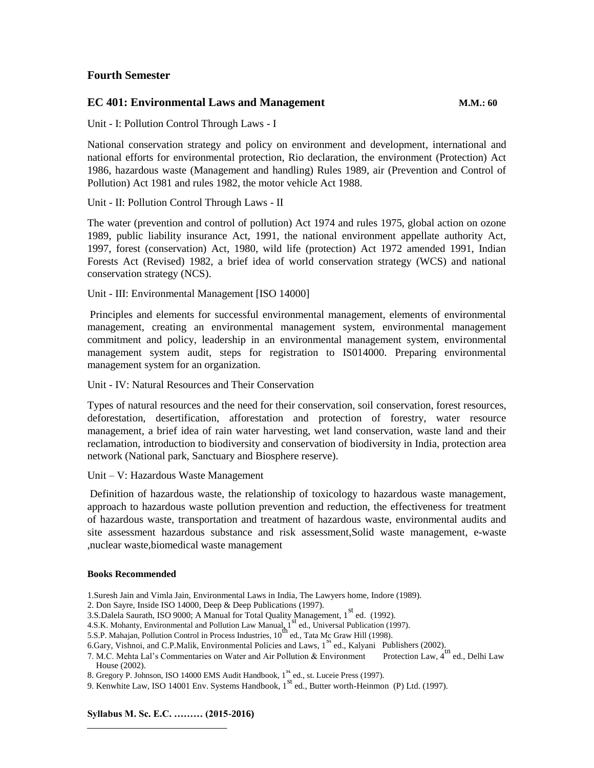## Fourth Semester

### EC 401: Environmental Laws and Management **M.M.: 60**

Unit - I: Pollution Control Through Laws - I

National conservation strategy and policy on environment and development, international and national efforts for environmental protection, Rio declaration, the environment (Protection) Act 1986, hazardous waste (Management and handling) Rules 1989, air (Prevention and Control of Pollution) Act 1981 and rules 1982, the motor vehicle Act 1988.

Unit - II: Pollution Control Through Laws - II

The water (prevention and control of pollution) Act 1974 and rules 1975, global action on ozone 1989, public liability insurance Act, 1991, the national environment appellate authority Act, 1997, forest (conservation) Act, 1980, wild life (protection) Act 1972 amended 1991, Indian Forests Act (Revised) 1982, a brief idea of world conservation strategy (WCS) and national conservation strategy (NCS).

Unit - III: Environmental Management [ISO 14000]

Principles and elements for successful environmental management, elements of environmental management, creating an environmental management system, environmental management commitment and policy, leadership in an environmental management system, environmental management system audit, steps for registration to IS014000. Preparing environmental management system for an organization.

Unit - IV: Natural Resources and Their Conservation

Types of natural resources and the need for their conservation, soil conservation, forest resources, deforestation, desertification, afforestation and protection of forestry, water resource management, a brief idea of rain water harvesting, wet land conservation, waste land and their reclamation, introduction to biodiversity and conservation of biodiversity in India, protection area network (National park, Sanctuary and Biosphere reserve).

Unit – V: Hazardous Waste Management

Definition of hazardous waste, the relationship of toxicology to hazardous waste management, approach to hazardous waste pollution prevention and reduction, the effectiveness for treatment of hazardous waste, transportation and treatment of hazardous waste, environmental audits and site assessment hazardous substance and risk assessment,Solid waste management, e-waste ,nuclear waste,biomedical waste management

**Books Recommended**

1.Suresh Jain and Vimla Jain, Environmental Laws in India, The Lawyers home, Indore (1989).
2. Don Sayre, Inside ISO 14000, Deep & Deep Publications (1997).
3.S.Dalela Saurath, ISO 9000; A Manual for Total Quality Management, 1st ed. (1992).
4.S.K. Mohanty, Environmental and Pollution Law Manual, 1st ed., Universal Publication (1997).
5.S.P. Mahajan, Pollution Control in Process Industries, 10th ed., Tata Mc Graw Hill (1998).
6.Gary, Vishnoi, and C.P.Malik, Environmental Policies and Laws, 1st ed., Kalyani Publishers (2002).
7. M.C. Mehta Lal's Commentaries on Water and Air Pollution & Environment Protection Law, 4th ed., Delhi Law House (2002).
8. Gregory P. Johnson, ISO 14000 EMS Audit Handbook, 1st ed., st. Luceie Press (1997).
9. Kenwhite Law, ISO 14001 Env. Systems Handbook, 1st ed., Butter worth-Heinmon (P) Ltd. (1997).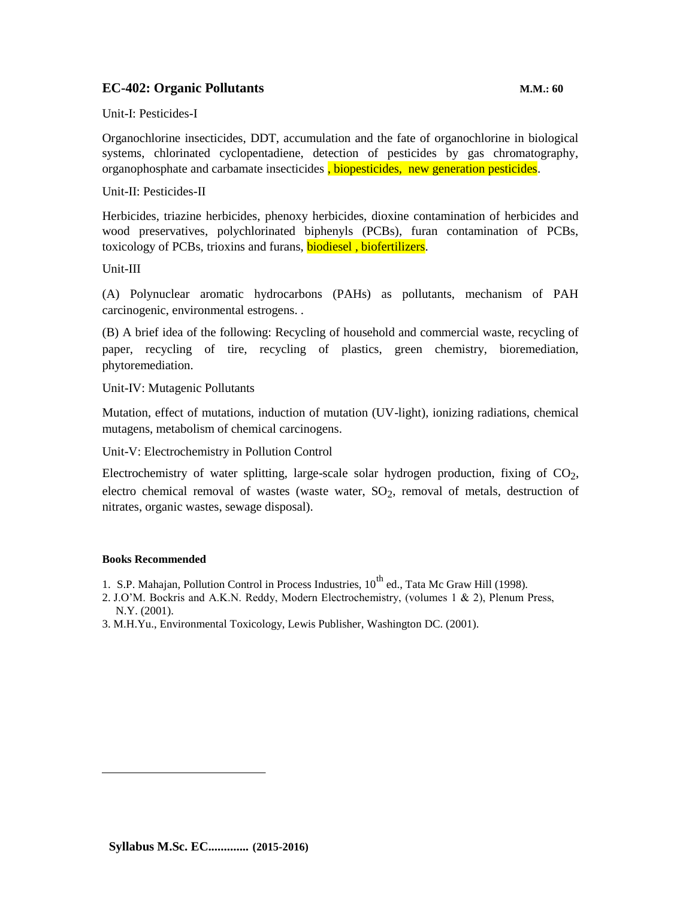## EC-402: Organic Pollutants **M.M.: 60**

Unit-I: Pesticides-I

Organochlorine insecticides, DDT, accumulation and the fate of organochlorine in biological systems, chlorinated cyclopentadiene, detection of pesticides by gas chromatography, organophosphate and carbamate insecticides , biopesticides, new generation pesticides.

Unit-II: Pesticides-II

Herbicides, triazine herbicides, phenoxy herbicides, dioxine contamination of herbicides and wood preservatives, polychlorinated biphenyls (PCBs), furan contamination of PCBs, toxicology of PCBs, trioxins and furans, biodiesel , biofertilizers.

Unit-III

(A) Polynuclear aromatic hydrocarbons (PAHs) as pollutants, mechanism of PAH carcinogenic, environmental estrogens. .

(B) A brief idea of the following: Recycling of household and commercial waste, recycling of paper, recycling of tire, recycling of plastics, green chemistry, bioremediation, phytoremediation.

Unit-IV: Mutagenic Pollutants

Mutation, effect of mutations, induction of mutation (UV-light), ionizing radiations, chemical mutagens, metabolism of chemical carcinogens.

Unit-V: Electrochemistry in Pollution Control

Electrochemistry of water splitting, large-scale solar hydrogen production, fixing of $CO_2$, electro chemical removal of wastes (waste water, $SO_2$, removal of metals, destruction of nitrates, organic wastes, sewage disposal).

**Books Recommended**

1. S.P. Mahajan, Pollution Control in Process Industries, $10^{th}$ ed., Tata Mc Graw Hill (1998).
2. J.O'M. Bockris and A.K.N. Reddy, Modern Electrochemistry, (volumes 1 & 2), Plenum Press, N.Y. (2001).
3. M.H.Yu., Environmental Toxicology, Lewis Publisher, Washington DC. (2001).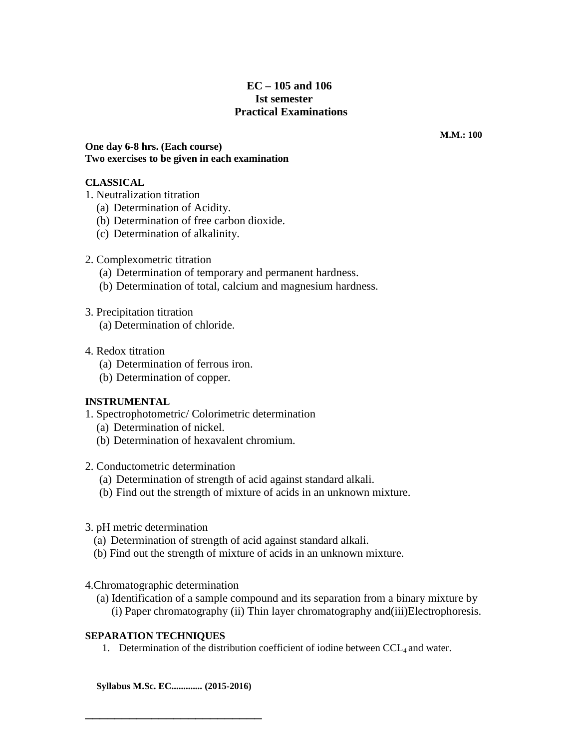# EC – 105 and 106
## Ist semester
## Practical Examinations

**M.M.: 100**

**One day 6-8 hrs. (Each course)**
**Two exercises to be given in each examination**

**CLASSICAL**

1. Neutralization titration
   - (a) Determination of Acidity.
   - (b) Determination of free carbon dioxide.
   - (c) Determination of alkalinity.

2. Complexometric titration
   - (a) Determination of temporary and permanent hardness.
   - (b) Determination of total, calcium and magnesium hardness.

3. Precipitation titration
   - (a) Determination of chloride.

4. Redox titration
   - (a) Determination of ferrous iron.
   - (b) Determination of copper.

**INSTRUMENTAL**

1. Spectrophotometric/ Colorimetric determination
   - (a) Determination of nickel.
   - (b) Determination of hexavalent chromium.

2. Conductometric determination
   - (a) Determination of strength of acid against standard alkali.
   - (b) Find out the strength of mixture of acids in an unknown mixture.

3. pH metric determination
   - (a) Determination of strength of acid against standard alkali.
   - (b) Find out the strength of mixture of acids in an unknown mixture.

4. Chromatographic determination
   - (a) Identification of a sample compound and its separation from a binary mixture by (i) Paper chromatography (ii) Thin layer chromatography and(iii)Electrophoresis.

**SEPARATION TECHNIQUES**

1. Determination of the distribution coefficient of iodine between $CCL_4$ and water.

**Syllabus M.Sc. EC............ (2015-2016)**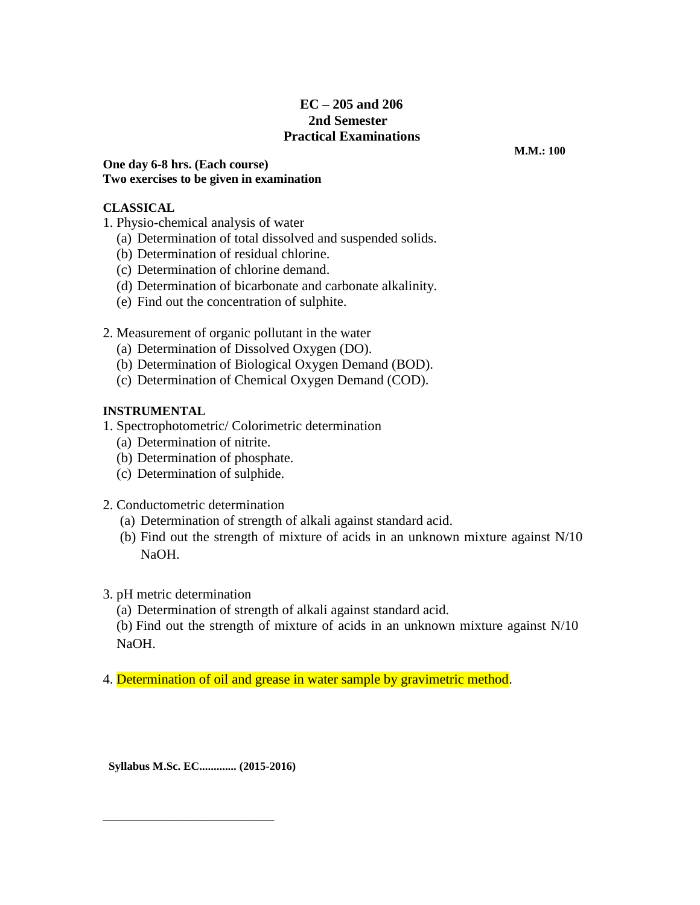**EC – 205 and 206**
**2nd Semester**
**Practical Examinations**

**M.M.: 100**

**One day 6-8 hrs. (Each course)**
**Two exercises to be given in examination**

**CLASSICAL**

1. Physio-chemical analysis of water
   (a) Determination of total dissolved and suspended solids.
   (b) Determination of residual chlorine.
   (c) Determination of chlorine demand.
   (d) Determination of bicarbonate and carbonate alkalinity.
   (e) Find out the concentration of sulphite.

2. Measurement of organic pollutant in the water
   (a) Determination of Dissolved Oxygen (DO).
   (b) Determination of Biological Oxygen Demand (BOD).
   (c) Determination of Chemical Oxygen Demand (COD).

**INSTRUMENTAL**

1. Spectrophotometric/ Colorimetric determination
   (a) Determination of nitrite.
   (b) Determination of phosphate.
   (c) Determination of sulphide.

2. Conductometric determination
   (a) Determination of strength of alkali against standard acid.
   (b) Find out the strength of mixture of acids in an unknown mixture against N/10 NaOH.

3. pH metric determination
   (a) Determination of strength of alkali against standard acid.
   (b) Find out the strength of mixture of acids in an unknown mixture against N/10 NaOH.

4. Determination of oil and grease in water sample by gravimetric method.

**Syllabus M.Sc. EC............. (2015-2016)**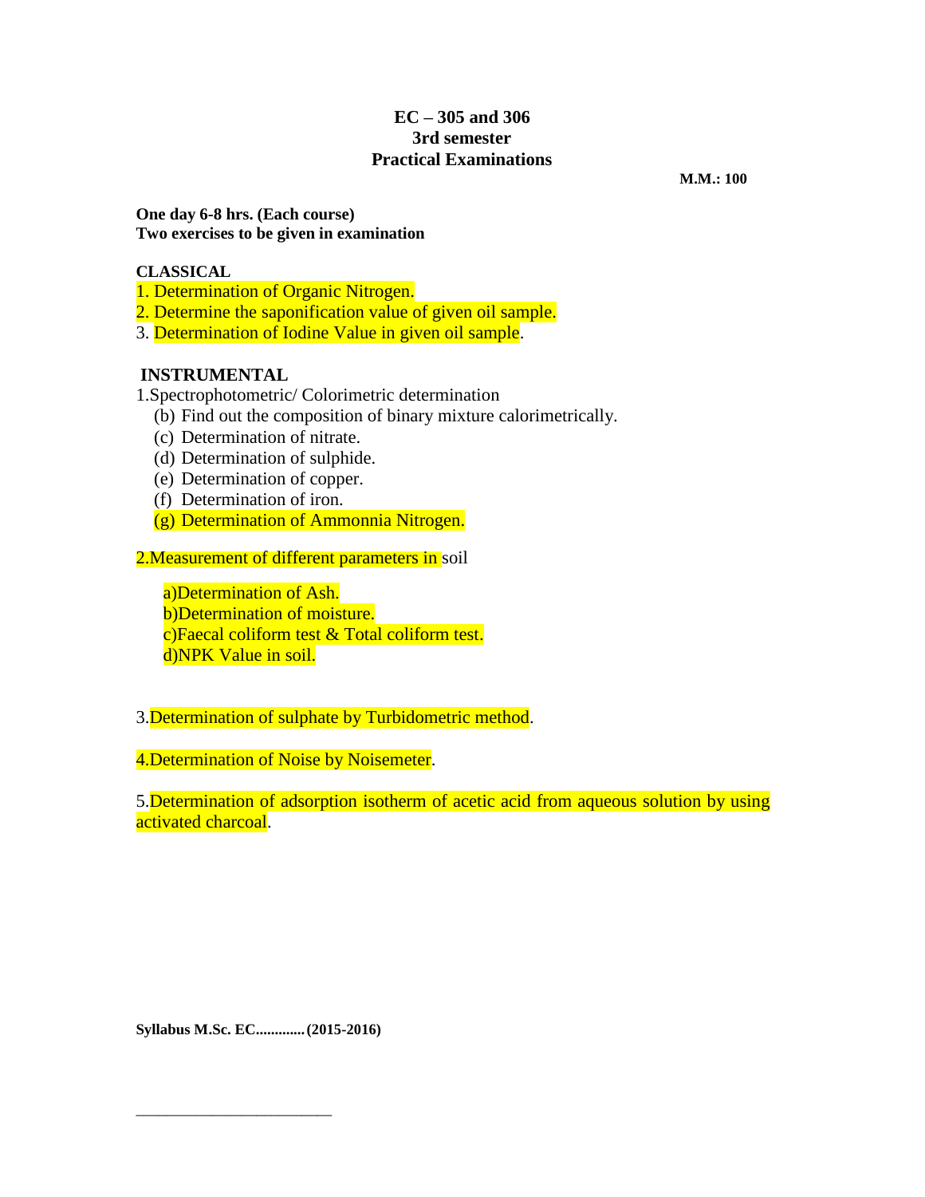**EC – 305 and 306**
**3rd semester**
**Practical Examinations**

**M.M.: 100**

**One day 6-8 hrs. (Each course)**
**Two exercises to be given in examination**

**CLASSICAL**

1. Determination of Organic Nitrogen.
2. Determine the saponification value of given oil sample.
3. Determination of Iodine Value in given oil sample.

**INSTRUMENTAL**

1.Spectrophotometric/ Colorimetric determination

(b) Find out the composition of binary mixture calorimetrically.
(c) Determination of nitrate.
(d) Determination of sulphide.
(e) Determination of copper.
(f) Determination of iron.
(g) Determination of Ammonnia Nitrogen.

2.Measurement of different parameters in soil

a)Determination of Ash.
b)Determination of moisture.
c)Faecal coliform test & Total coliform test.
d)NPK Value in soil.

3.Determination of sulphate by Turbidometric method.

4.Determination of Noise by Noisemeter.

5.Determination of adsorption isotherm of acetic acid from aqueous solution by using activated charcoal.

**Syllabus M.Sc. EC............(2015-2016)**